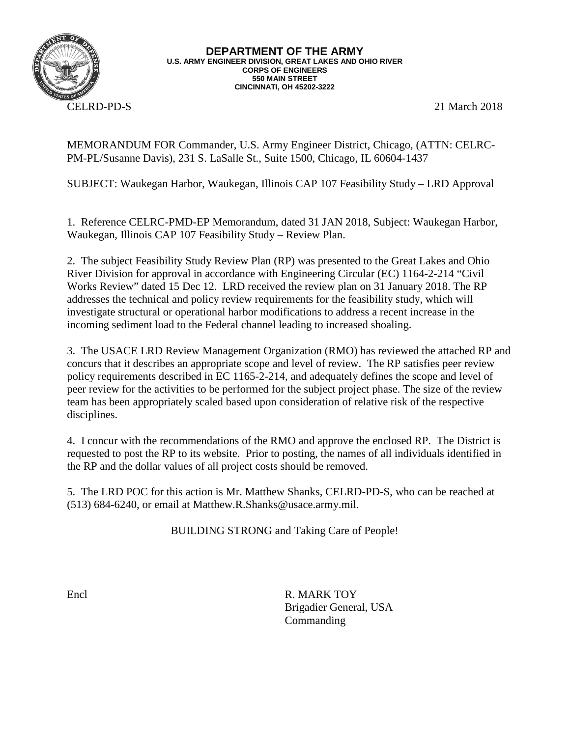**DEPARTMENT OF THE ARMY**
**U.S. ARMY ENGINEER DIVISION, GREAT LAKES AND OHIO RIVER**
**CORPS OF ENGINEERS**
**550 MAIN STREET**
**CINCINNATI, OH 45202-3222**

CELRD-PD-S 21 March 2018

MEMORANDUM FOR Commander, U.S. Army Engineer District, Chicago, (ATTN: CELRC-PM-PL/Susanne Davis), 231 S. LaSalle St., Suite 1500, Chicago, IL 60604-1437

SUBJECT: Waukegan Harbor, Waukegan, Illinois CAP 107 Feasibility Study – LRD Approval

1. Reference CELRC-PMD-EP Memorandum, dated 31 JAN 2018, Subject: Waukegan Harbor, Waukegan, Illinois CAP 107 Feasibility Study – Review Plan.

2. The subject Feasibility Study Review Plan (RP) was presented to the Great Lakes and Ohio River Division for approval in accordance with Engineering Circular (EC) 1164-2-214 "Civil Works Review" dated 15 Dec 12. LRD received the review plan on 31 January 2018. The RP addresses the technical and policy review requirements for the feasibility study, which will investigate structural or operational harbor modifications to address a recent increase in the incoming sediment load to the Federal channel leading to increased shoaling.

3. The USACE LRD Review Management Organization (RMO) has reviewed the attached RP and concurs that it describes an appropriate scope and level of review. The RP satisfies peer review policy requirements described in EC 1165-2-214, and adequately defines the scope and level of peer review for the activities to be performed for the subject project phase. The size of the review team has been appropriately scaled based upon consideration of relative risk of the respective disciplines.

4. I concur with the recommendations of the RMO and approve the enclosed RP. The District is requested to post the RP to its website. Prior to posting, the names of all individuals identified in the RP and the dollar values of all project costs should be removed.

5. The LRD POC for this action is Mr. Matthew Shanks, CELRD-PD-S, who can be reached at (513) 684-6240, or email at Matthew.R.Shanks@usace.army.mil.

BUILDING STRONG and Taking Care of People!

Encl

R. MARK TOY
Brigadier General, USA
Commanding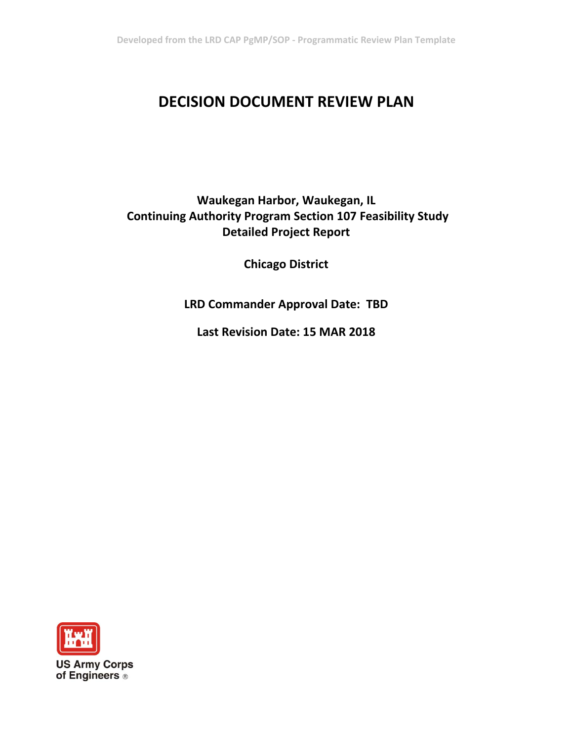Developed from the LRD CAP PgMP/SOP - Programmatic Review Plan Template

# DECISION DOCUMENT REVIEW PLAN

**Waukegan Harbor, Waukegan, IL**
**Continuing Authority Program Section 107 Feasibility Study**
**Detailed Project Report**

**Chicago District**

**LRD Commander Approval Date: TBD**

**Last Revision Date: 15 MAR 2018**

US Army Corps of Engineers ®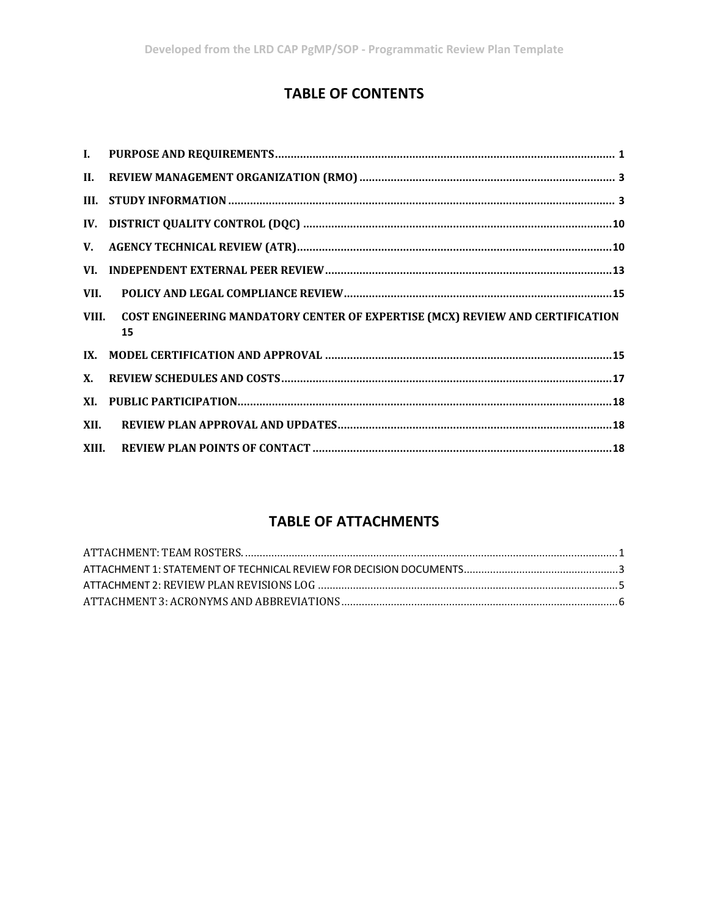# TABLE OF CONTENTS

| | | |
|---|---|---|
| I. | PURPOSE AND REQUIREMENTS | 1 |
| II. | REVIEW MANAGEMENT ORGANIZATION (RMO) | 3 |
| III. | STUDY INFORMATION | 3 |
| IV. | DISTRICT QUALITY CONTROL (DQC) | 10 |
| V. | AGENCY TECHNICAL REVIEW (ATR) | 10 |
| VI. | INDEPENDENT EXTERNAL PEER REVIEW | 13 |
| VII. | POLICY AND LEGAL COMPLIANCE REVIEW | 15 |
| VIII. | COST ENGINEERING MANDATORY CENTER OF EXPERTISE (MCX) REVIEW AND CERTIFICATION | 15 |
| IX. | MODEL CERTIFICATION AND APPROVAL | 15 |
| X. | REVIEW SCHEDULES AND COSTS | 17 |
| XI. | PUBLIC PARTICIPATION | 18 |
| XII. | REVIEW PLAN APPROVAL AND UPDATES | 18 |
| XIII. | REVIEW PLAN POINTS OF CONTACT | 18 |

# TABLE OF ATTACHMENTS

| | |
|---|---|
| ATTACHMENT: TEAM ROSTERS. | 1 |
| ATTACHMENT 1: STATEMENT OF TECHNICAL REVIEW FOR DECISION DOCUMENTS | 3 |
| ATTACHMENT 2: REVIEW PLAN REVISIONS LOG | 5 |
| ATTACHMENT 3: ACRONYMS AND ABBREVIATIONS | 6 |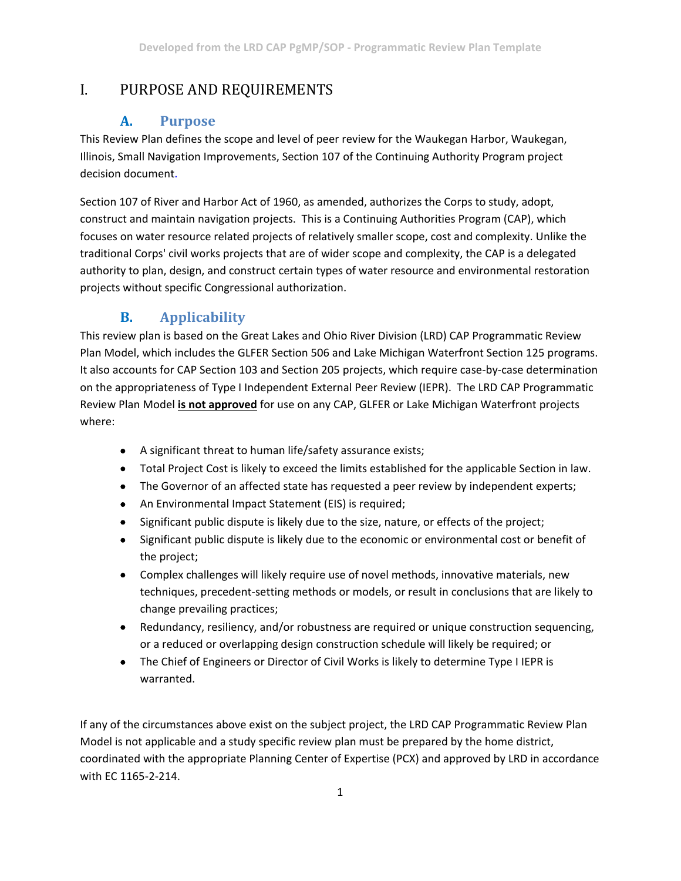# I. PURPOSE AND REQUIREMENTS

## A. Purpose

This Review Plan defines the scope and level of peer review for the Waukegan Harbor, Waukegan, Illinois, Small Navigation Improvements, Section 107 of the Continuing Authority Program project decision document.

Section 107 of River and Harbor Act of 1960, as amended, authorizes the Corps to study, adopt, construct and maintain navigation projects. This is a Continuing Authorities Program (CAP), which focuses on water resource related projects of relatively smaller scope, cost and complexity. Unlike the traditional Corps' civil works projects that are of wider scope and complexity, the CAP is a delegated authority to plan, design, and construct certain types of water resource and environmental restoration projects without specific Congressional authorization.

## B. Applicability

This review plan is based on the Great Lakes and Ohio River Division (LRD) CAP Programmatic Review Plan Model, which includes the GLFER Section 506 and Lake Michigan Waterfront Section 125 programs. It also accounts for CAP Section 103 and Section 205 projects, which require case-by-case determination on the appropriateness of Type I Independent External Peer Review (IEPR). The LRD CAP Programmatic Review Plan Model **is not approved** for use on any CAP, GLFER or Lake Michigan Waterfront projects where:

- A significant threat to human life/safety assurance exists;
- Total Project Cost is likely to exceed the limits established for the applicable Section in law.
- The Governor of an affected state has requested a peer review by independent experts;
- An Environmental Impact Statement (EIS) is required;
- Significant public dispute is likely due to the size, nature, or effects of the project;
- Significant public dispute is likely due to the economic or environmental cost or benefit of the project;
- Complex challenges will likely require use of novel methods, innovative materials, new techniques, precedent-setting methods or models, or result in conclusions that are likely to change prevailing practices;
- Redundancy, resiliency, and/or robustness are required or unique construction sequencing, or a reduced or overlapping design construction schedule will likely be required; or
- The Chief of Engineers or Director of Civil Works is likely to determine Type I IEPR is warranted.

If any of the circumstances above exist on the subject project, the LRD CAP Programmatic Review Plan Model is not applicable and a study specific review plan must be prepared by the home district, coordinated with the appropriate Planning Center of Expertise (PCX) and approved by LRD in accordance with EC 1165-2-214.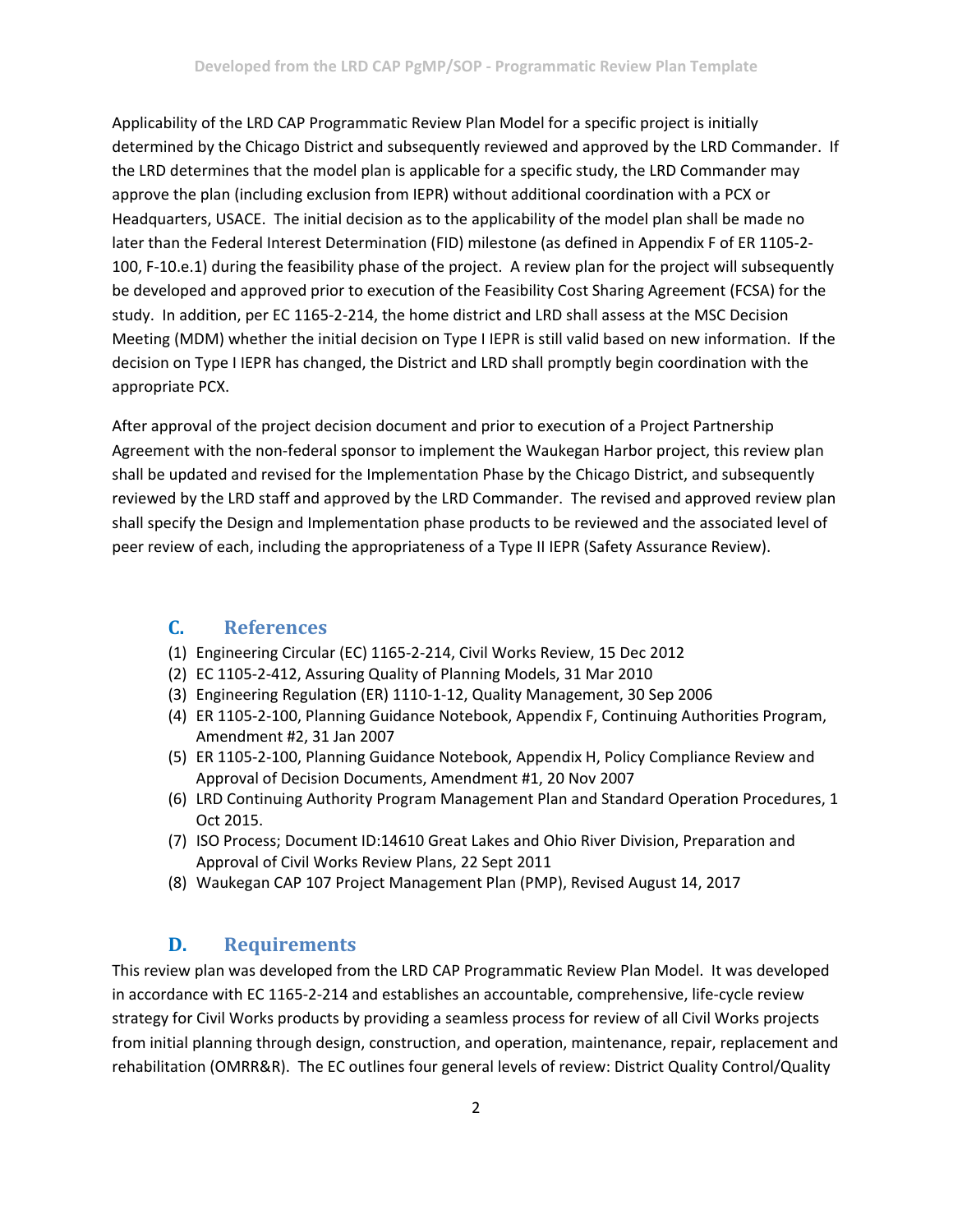Applicability of the LRD CAP Programmatic Review Plan Model for a specific project is initially determined by the Chicago District and subsequently reviewed and approved by the LRD Commander. If the LRD determines that the model plan is applicable for a specific study, the LRD Commander may approve the plan (including exclusion from IEPR) without additional coordination with a PCX or Headquarters, USACE. The initial decision as to the applicability of the model plan shall be made no later than the Federal Interest Determination (FID) milestone (as defined in Appendix F of ER 1105-2-100, F-10.e.1) during the feasibility phase of the project. A review plan for the project will subsequently be developed and approved prior to execution of the Feasibility Cost Sharing Agreement (FCSA) for the study. In addition, per EC 1165-2-214, the home district and LRD shall assess at the MSC Decision Meeting (MDM) whether the initial decision on Type I IEPR is still valid based on new information. If the decision on Type I IEPR has changed, the District and LRD shall promptly begin coordination with the appropriate PCX.

After approval of the project decision document and prior to execution of a Project Partnership Agreement with the non-federal sponsor to implement the Waukegan Harbor project, this review plan shall be updated and revised for the Implementation Phase by the Chicago District, and subsequently reviewed by the LRD staff and approved by the LRD Commander. The revised and approved review plan shall specify the Design and Implementation phase products to be reviewed and the associated level of peer review of each, including the appropriateness of a Type II IEPR (Safety Assurance Review).

## C. References

(1) Engineering Circular (EC) 1165-2-214, Civil Works Review, 15 Dec 2012
(2) EC 1105-2-412, Assuring Quality of Planning Models, 31 Mar 2010
(3) Engineering Regulation (ER) 1110-1-12, Quality Management, 30 Sep 2006
(4) ER 1105-2-100, Planning Guidance Notebook, Appendix F, Continuing Authorities Program, Amendment #2, 31 Jan 2007
(5) ER 1105-2-100, Planning Guidance Notebook, Appendix H, Policy Compliance Review and Approval of Decision Documents, Amendment #1, 20 Nov 2007
(6) LRD Continuing Authority Program Management Plan and Standard Operation Procedures, 1 Oct 2015.
(7) ISO Process; Document ID:14610 Great Lakes and Ohio River Division, Preparation and Approval of Civil Works Review Plans, 22 Sept 2011
(8) Waukegan CAP 107 Project Management Plan (PMP), Revised August 14, 2017

## D. Requirements

This review plan was developed from the LRD CAP Programmatic Review Plan Model. It was developed in accordance with EC 1165-2-214 and establishes an accountable, comprehensive, life-cycle review strategy for Civil Works products by providing a seamless process for review of all Civil Works projects from initial planning through design, construction, and operation, maintenance, repair, replacement and rehabilitation (OMRR&R). The EC outlines four general levels of review: District Quality Control/Quality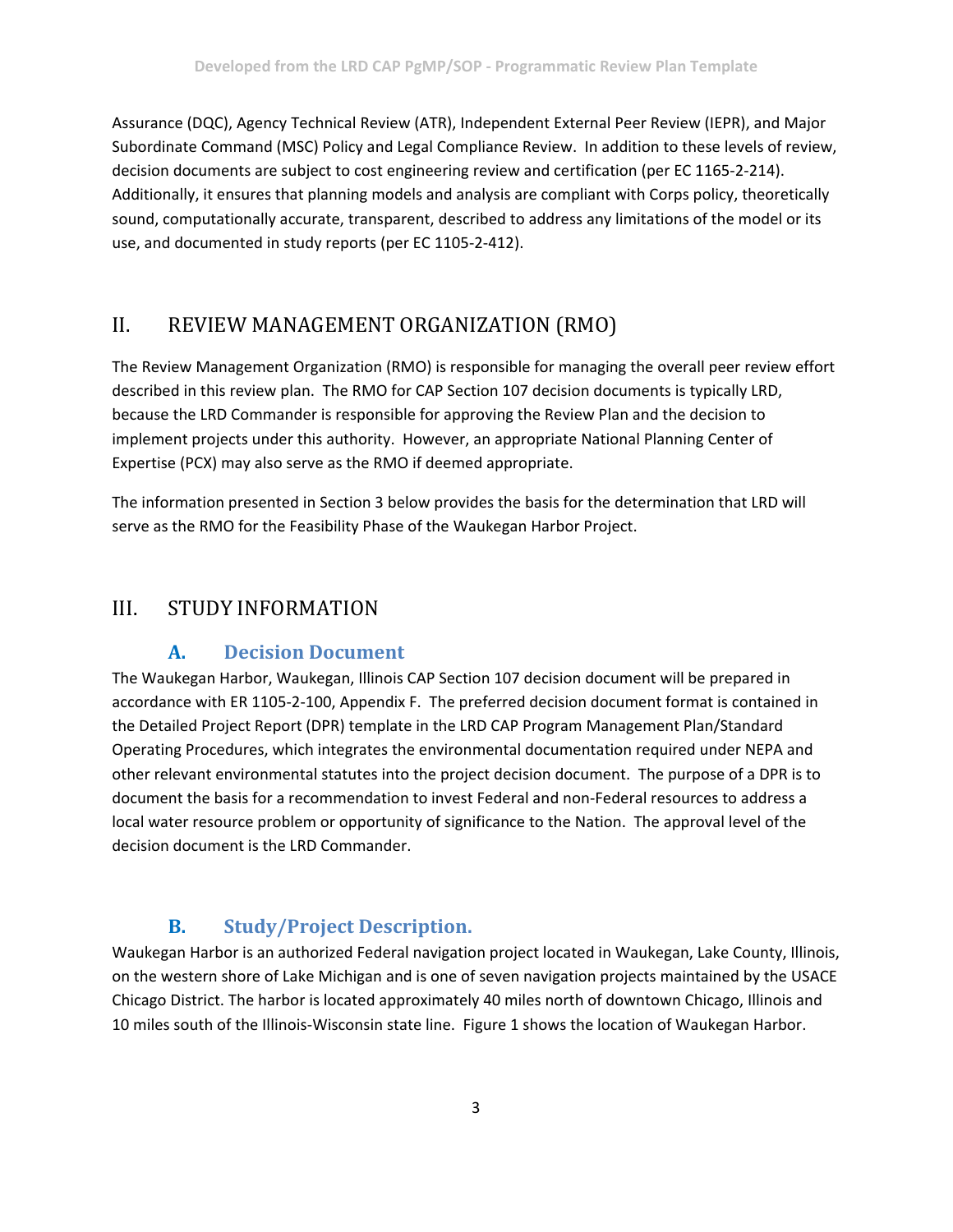Assurance (DQC), Agency Technical Review (ATR), Independent External Peer Review (IEPR), and Major Subordinate Command (MSC) Policy and Legal Compliance Review. In addition to these levels of review, decision documents are subject to cost engineering review and certification (per EC 1165-2-214). Additionally, it ensures that planning models and analysis are compliant with Corps policy, theoretically sound, computationally accurate, transparent, described to address any limitations of the model or its use, and documented in study reports (per EC 1105-2-412).

## II. REVIEW MANAGEMENT ORGANIZATION (RMO)

The Review Management Organization (RMO) is responsible for managing the overall peer review effort described in this review plan. The RMO for CAP Section 107 decision documents is typically LRD, because the LRD Commander is responsible for approving the Review Plan and the decision to implement projects under this authority. However, an appropriate National Planning Center of Expertise (PCX) may also serve as the RMO if deemed appropriate.

The information presented in Section 3 below provides the basis for the determination that LRD will serve as the RMO for the Feasibility Phase of the Waukegan Harbor Project.

## III. STUDY INFORMATION

### A. Decision Document

The Waukegan Harbor, Waukegan, Illinois CAP Section 107 decision document will be prepared in accordance with ER 1105-2-100, Appendix F. The preferred decision document format is contained in the Detailed Project Report (DPR) template in the LRD CAP Program Management Plan/Standard Operating Procedures, which integrates the environmental documentation required under NEPA and other relevant environmental statutes into the project decision document. The purpose of a DPR is to document the basis for a recommendation to invest Federal and non-Federal resources to address a local water resource problem or opportunity of significance to the Nation. The approval level of the decision document is the LRD Commander.

### B. Study/Project Description.

Waukegan Harbor is an authorized Federal navigation project located in Waukegan, Lake County, Illinois, on the western shore of Lake Michigan and is one of seven navigation projects maintained by the USACE Chicago District. The harbor is located approximately 40 miles north of downtown Chicago, Illinois and 10 miles south of the Illinois-Wisconsin state line. Figure 1 shows the location of Waukegan Harbor.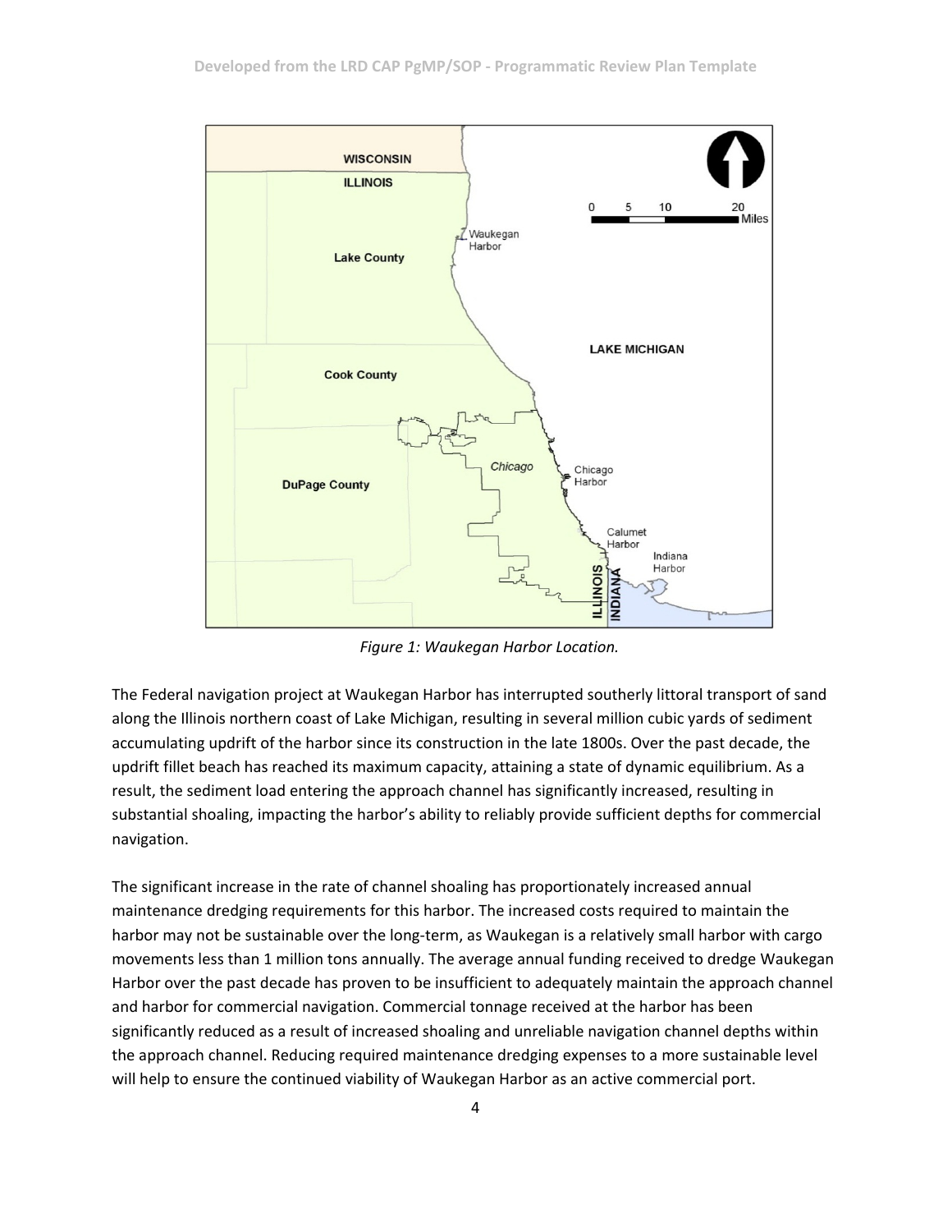*Figure 1: Waukegan Harbor Location.*

The Federal navigation project at Waukegan Harbor has interrupted southerly littoral transport of sand along the Illinois northern coast of Lake Michigan, resulting in several million cubic yards of sediment accumulating updrift of the harbor since its construction in the late 1800s. Over the past decade, the updrift fillet beach has reached its maximum capacity, attaining a state of dynamic equilibrium. As a result, the sediment load entering the approach channel has significantly increased, resulting in substantial shoaling, impacting the harbor's ability to reliably provide sufficient depths for commercial navigation.

The significant increase in the rate of channel shoaling has proportionately increased annual maintenance dredging requirements for this harbor. The increased costs required to maintain the harbor may not be sustainable over the long-term, as Waukegan is a relatively small harbor with cargo movements less than 1 million tons annually. The average annual funding received to dredge Waukegan Harbor over the past decade has proven to be insufficient to adequately maintain the approach channel and harbor for commercial navigation. Commercial tonnage received at the harbor has been significantly reduced as a result of increased shoaling and unreliable navigation channel depths within the approach channel. Reducing required maintenance dredging expenses to a more sustainable level will help to ensure the continued viability of Waukegan Harbor as an active commercial port.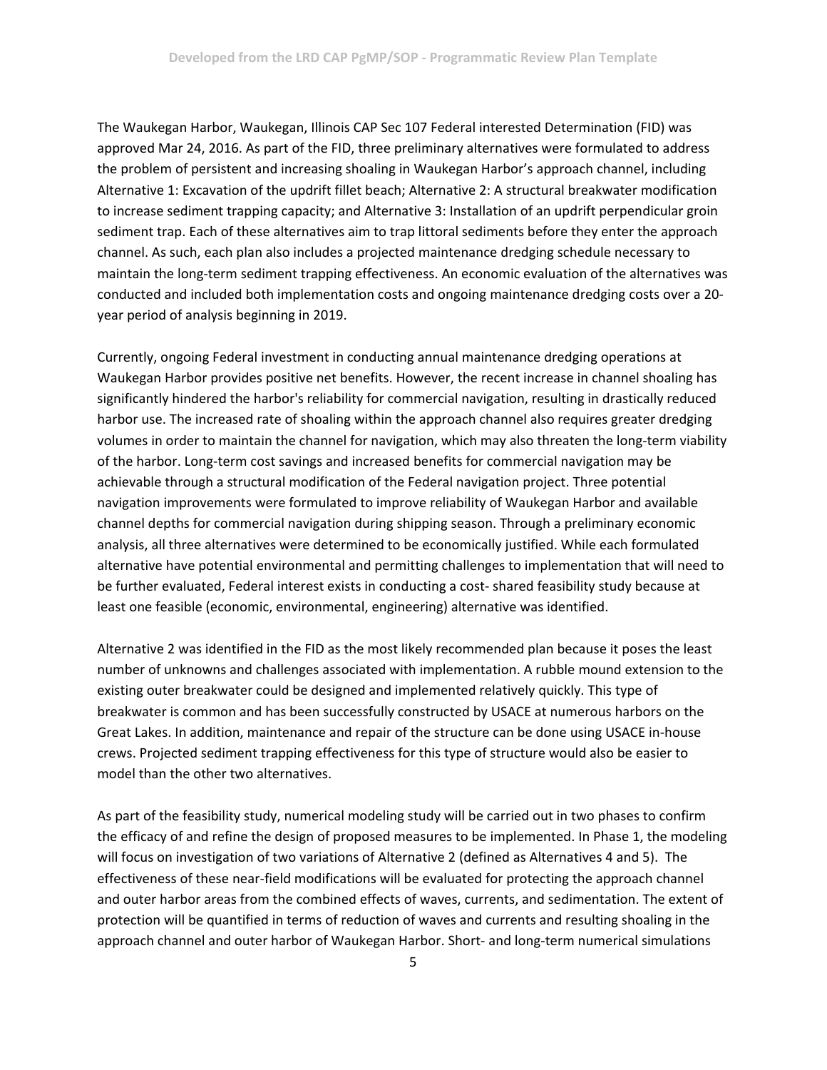The Waukegan Harbor, Waukegan, Illinois CAP Sec 107 Federal interested Determination (FID) was approved Mar 24, 2016. As part of the FID, three preliminary alternatives were formulated to address the problem of persistent and increasing shoaling in Waukegan Harbor's approach channel, including Alternative 1: Excavation of the updrift fillet beach; Alternative 2: A structural breakwater modification to increase sediment trapping capacity; and Alternative 3: Installation of an updrift perpendicular groin sediment trap. Each of these alternatives aim to trap littoral sediments before they enter the approach channel. As such, each plan also includes a projected maintenance dredging schedule necessary to maintain the long-term sediment trapping effectiveness. An economic evaluation of the alternatives was conducted and included both implementation costs and ongoing maintenance dredging costs over a 20-year period of analysis beginning in 2019.

Currently, ongoing Federal investment in conducting annual maintenance dredging operations at Waukegan Harbor provides positive net benefits. However, the recent increase in channel shoaling has significantly hindered the harbor's reliability for commercial navigation, resulting in drastically reduced harbor use. The increased rate of shoaling within the approach channel also requires greater dredging volumes in order to maintain the channel for navigation, which may also threaten the long-term viability of the harbor. Long-term cost savings and increased benefits for commercial navigation may be achievable through a structural modification of the Federal navigation project. Three potential navigation improvements were formulated to improve reliability of Waukegan Harbor and available channel depths for commercial navigation during shipping season. Through a preliminary economic analysis, all three alternatives were determined to be economically justified. While each formulated alternative have potential environmental and permitting challenges to implementation that will need to be further evaluated, Federal interest exists in conducting a cost- shared feasibility study because at least one feasible (economic, environmental, engineering) alternative was identified.

Alternative 2 was identified in the FID as the most likely recommended plan because it poses the least number of unknowns and challenges associated with implementation. A rubble mound extension to the existing outer breakwater could be designed and implemented relatively quickly. This type of breakwater is common and has been successfully constructed by USACE at numerous harbors on the Great Lakes. In addition, maintenance and repair of the structure can be done using USACE in-house crews. Projected sediment trapping effectiveness for this type of structure would also be easier to model than the other two alternatives.

As part of the feasibility study, numerical modeling study will be carried out in two phases to confirm the efficacy of and refine the design of proposed measures to be implemented. In Phase 1, the modeling will focus on investigation of two variations of Alternative 2 (defined as Alternatives 4 and 5). The effectiveness of these near-field modifications will be evaluated for protecting the approach channel and outer harbor areas from the combined effects of waves, currents, and sedimentation. The extent of protection will be quantified in terms of reduction of waves and currents and resulting shoaling in the approach channel and outer harbor of Waukegan Harbor. Short- and long-term numerical simulations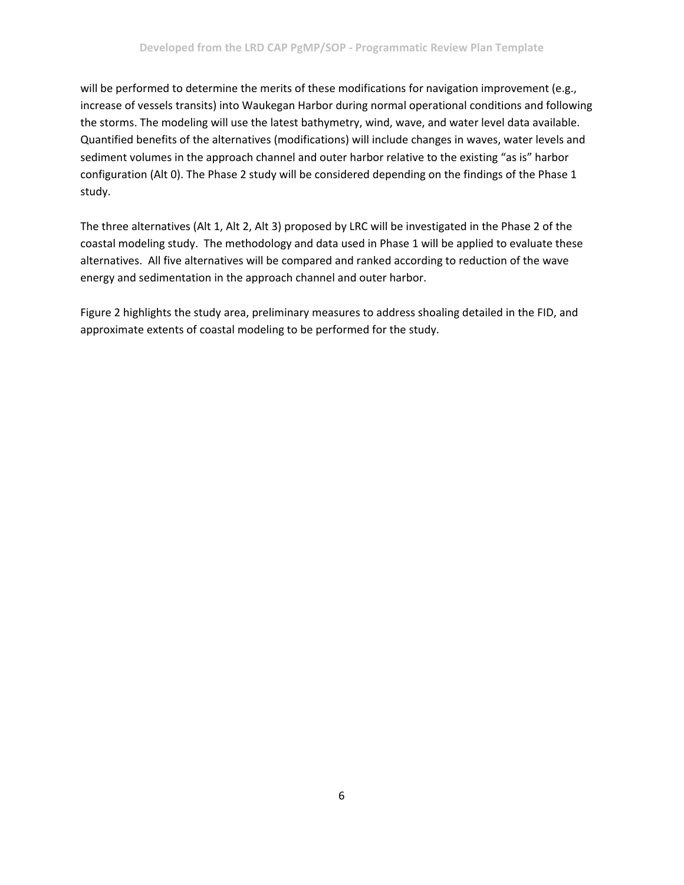will be performed to determine the merits of these modifications for navigation improvement (e.g., increase of vessels transits) into Waukegan Harbor during normal operational conditions and following the storms. The modeling will use the latest bathymetry, wind, wave, and water level data available. Quantified benefits of the alternatives (modifications) will include changes in waves, water levels and sediment volumes in the approach channel and outer harbor relative to the existing "as is" harbor configuration (Alt 0). The Phase 2 study will be considered depending on the findings of the Phase 1 study.

The three alternatives (Alt 1, Alt 2, Alt 3) proposed by LRC will be investigated in the Phase 2 of the coastal modeling study. The methodology and data used in Phase 1 will be applied to evaluate these alternatives. All five alternatives will be compared and ranked according to reduction of the wave energy and sedimentation in the approach channel and outer harbor.

Figure 2 highlights the study area, preliminary measures to address shoaling detailed in the FID, and approximate extents of coastal modeling to be performed for the study.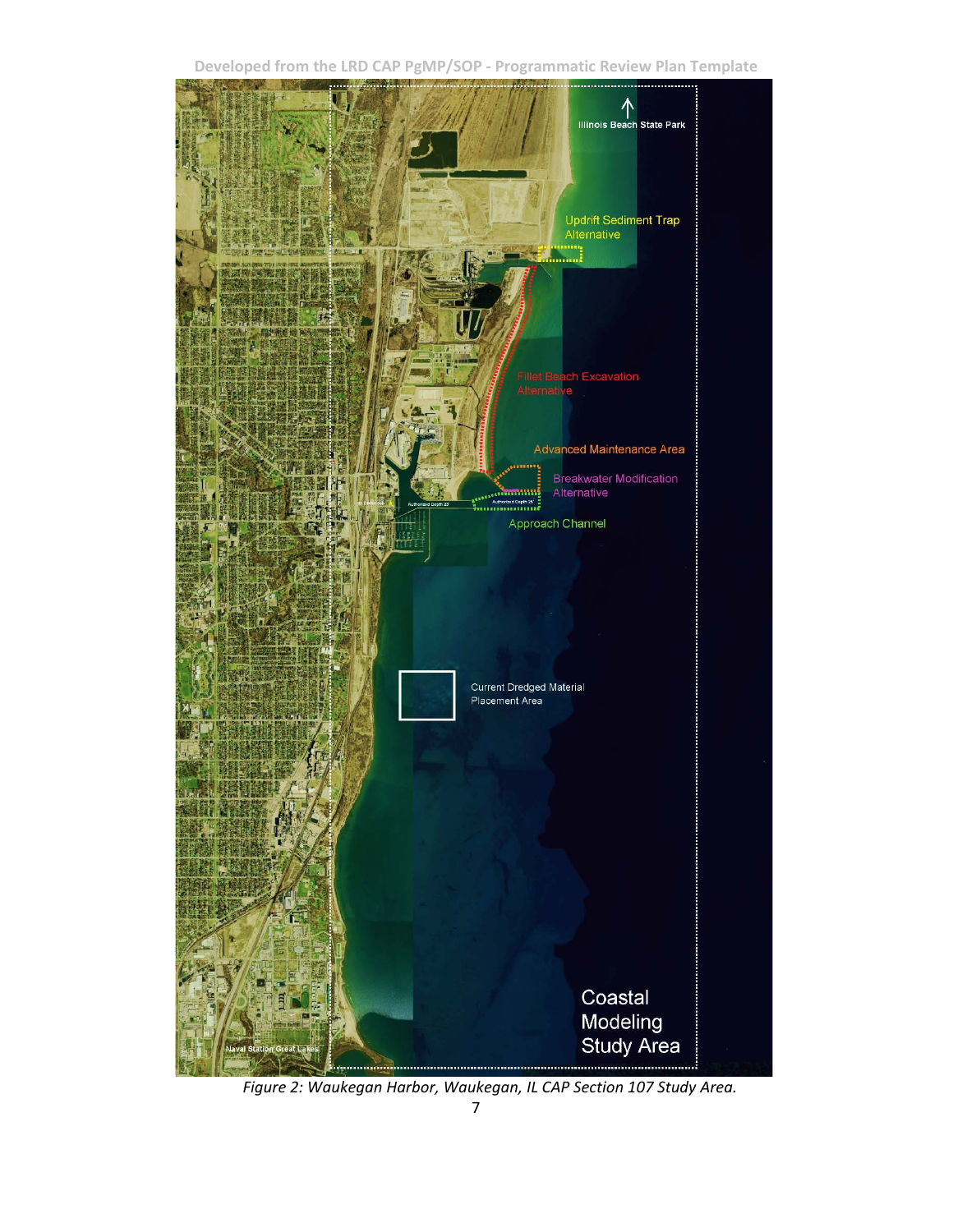*Figure 2: Waukegan Harbor, Waukegan, IL CAP Section 107 Study Area.*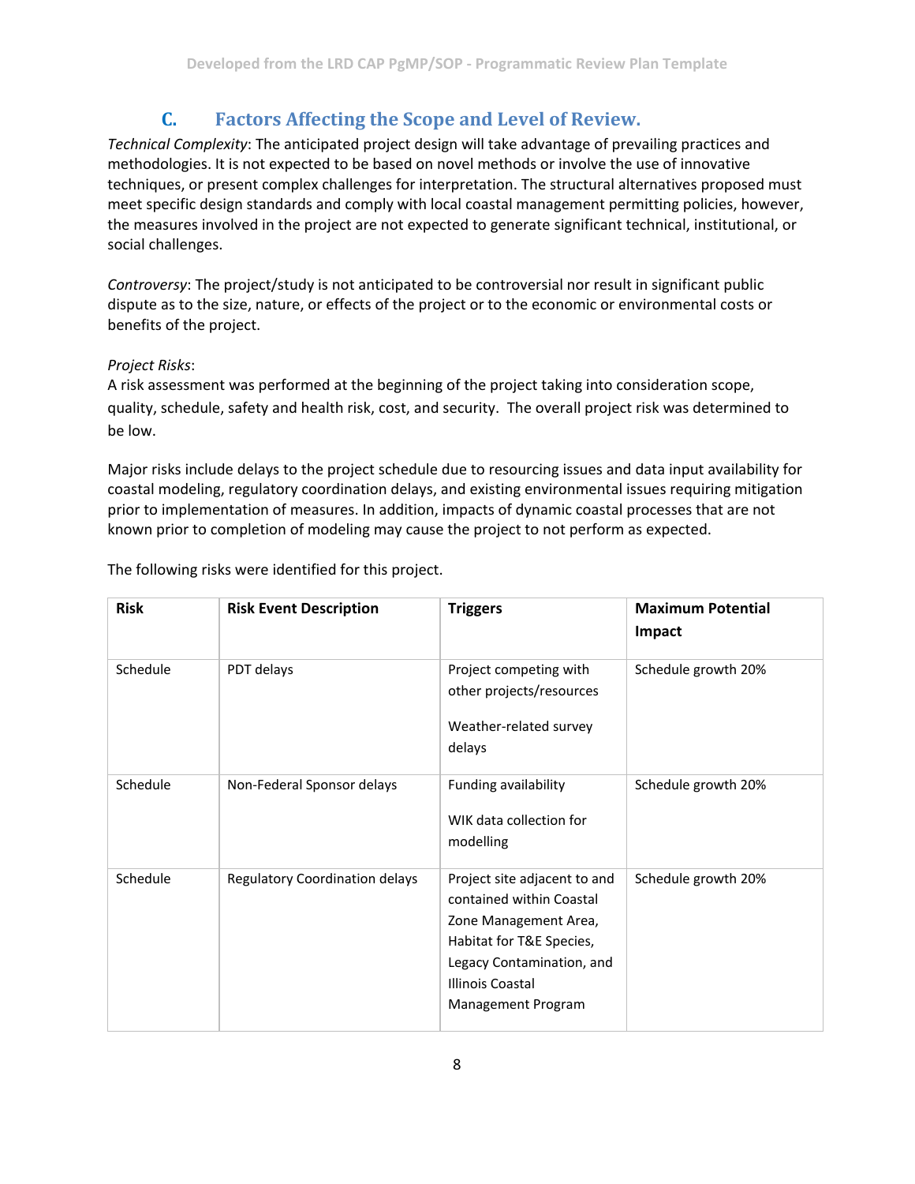## C. Factors Affecting the Scope and Level of Review.

*Technical Complexity*: The anticipated project design will take advantage of prevailing practices and methodologies. It is not expected to be based on novel methods or involve the use of innovative techniques, or present complex challenges for interpretation. The structural alternatives proposed must meet specific design standards and comply with local coastal management permitting policies, however, the measures involved in the project are not expected to generate significant technical, institutional, or social challenges.

*Controversy*: The project/study is not anticipated to be controversial nor result in significant public dispute as to the size, nature, or effects of the project or to the economic or environmental costs or benefits of the project.

*Project Risks*:

A risk assessment was performed at the beginning of the project taking into consideration scope, quality, schedule, safety and health risk, cost, and security. The overall project risk was determined to be low.

Major risks include delays to the project schedule due to resourcing issues and data input availability for coastal modeling, regulatory coordination delays, and existing environmental issues requiring mitigation prior to implementation of measures. In addition, impacts of dynamic coastal processes that are not known prior to completion of modeling may cause the project to not perform as expected.

The following risks were identified for this project.

| Risk | Risk Event Description | Triggers | Maximum Potential Impact |
|---|---|---|---|
| Schedule | PDT delays | Project competing with other projects/resources<br><br>Weather-related survey delays | Schedule growth 20% |
| Schedule | Non-Federal Sponsor delays | Funding availability<br><br>WIK data collection for modelling | Schedule growth 20% |
| Schedule | Regulatory Coordination delays | Project site adjacent to and contained within Coastal Zone Management Area, Habitat for T&E Species, Legacy Contamination, and Illinois Coastal Management Program | Schedule growth 20% |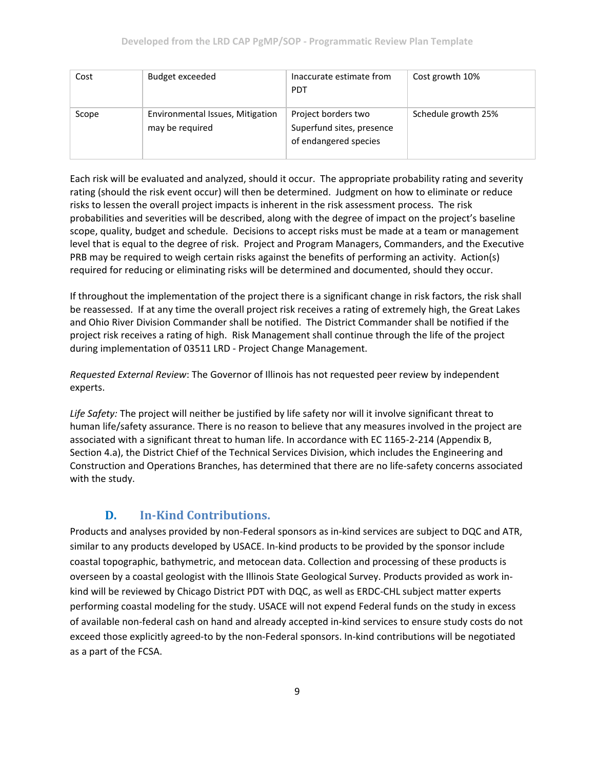| Cost | Budget exceeded | Inaccurate estimate from PDT | Cost growth 10% |
|---|---|---|---|
| Scope | Environmental Issues, Mitigation may be required | Project borders two Superfund sites, presence of endangered species | Schedule growth 25% |

Each risk will be evaluated and analyzed, should it occur. The appropriate probability rating and severity rating (should the risk event occur) will then be determined. Judgment on how to eliminate or reduce risks to lessen the overall project impacts is inherent in the risk assessment process. The risk probabilities and severities will be described, along with the degree of impact on the project's baseline scope, quality, budget and schedule. Decisions to accept risks must be made at a team or management level that is equal to the degree of risk. Project and Program Managers, Commanders, and the Executive PRB may be required to weigh certain risks against the benefits of performing an activity. Action(s) required for reducing or eliminating risks will be determined and documented, should they occur.

If throughout the implementation of the project there is a significant change in risk factors, the risk shall be reassessed. If at any time the overall project risk receives a rating of extremely high, the Great Lakes and Ohio River Division Commander shall be notified. The District Commander shall be notified if the project risk receives a rating of high. Risk Management shall continue through the life of the project during implementation of 03511 LRD - Project Change Management.

*Requested External Review*: The Governor of Illinois has not requested peer review by independent experts.

*Life Safety:* The project will neither be justified by life safety nor will it involve significant threat to human life/safety assurance. There is no reason to believe that any measures involved in the project are associated with a significant threat to human life. In accordance with EC 1165-2-214 (Appendix B, Section 4.a), the District Chief of the Technical Services Division, which includes the Engineering and Construction and Operations Branches, has determined that there are no life-safety concerns associated with the study.

## D. In-Kind Contributions.

Products and analyses provided by non-Federal sponsors as in-kind services are subject to DQC and ATR, similar to any products developed by USACE. In-kind products to be provided by the sponsor include coastal topographic, bathymetric, and metocean data. Collection and processing of these products is overseen by a coastal geologist with the Illinois State Geological Survey. Products provided as work in-kind will be reviewed by Chicago District PDT with DQC, as well as ERDC-CHL subject matter experts performing coastal modeling for the study. USACE will not expend Federal funds on the study in excess of available non-federal cash on hand and already accepted in-kind services to ensure study costs do not exceed those explicitly agreed-to by the non-Federal sponsors. In-kind contributions will be negotiated as a part of the FCSA.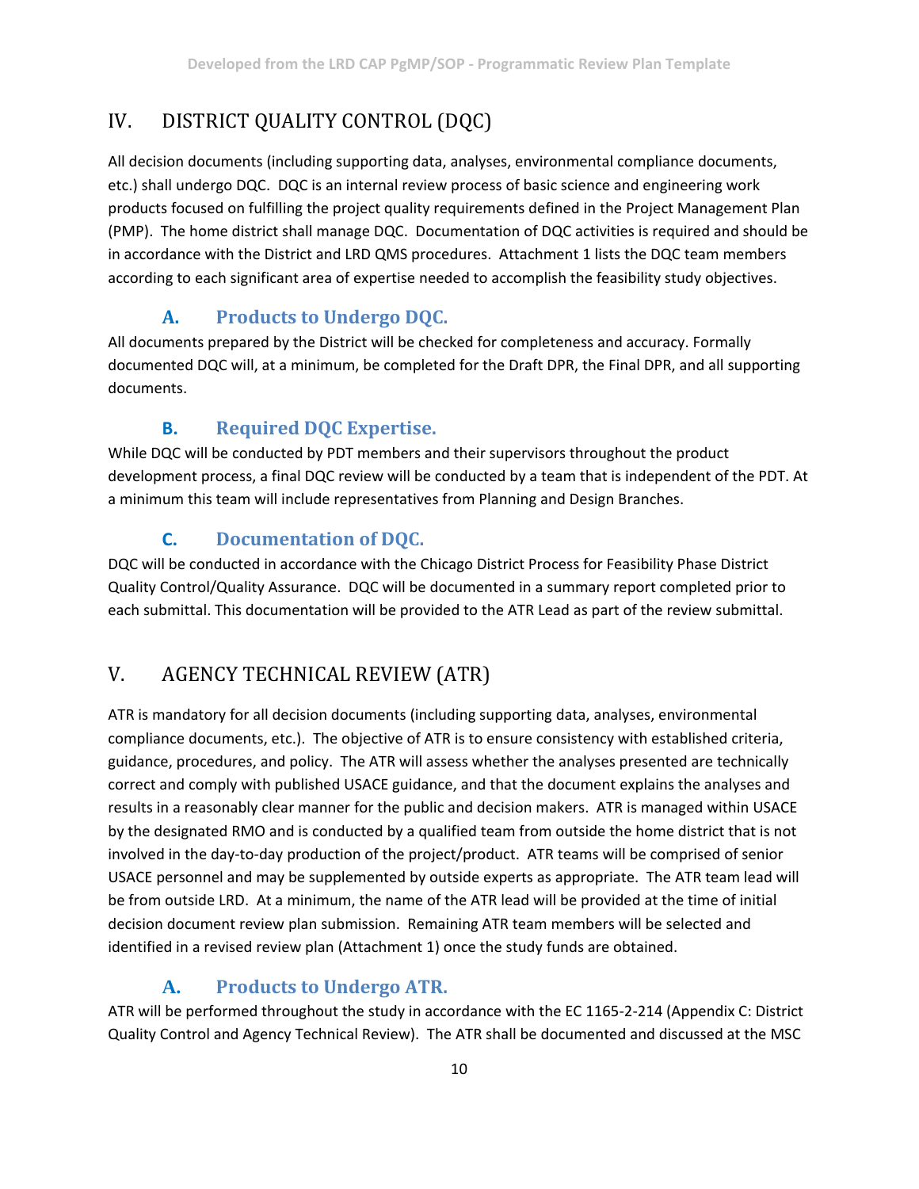## IV. DISTRICT QUALITY CONTROL (DQC)

All decision documents (including supporting data, analyses, environmental compliance documents, etc.) shall undergo DQC. DQC is an internal review process of basic science and engineering work products focused on fulfilling the project quality requirements defined in the Project Management Plan (PMP). The home district shall manage DQC. Documentation of DQC activities is required and should be in accordance with the District and LRD QMS procedures. Attachment 1 lists the DQC team members according to each significant area of expertise needed to accomplish the feasibility study objectives.

### A. Products to Undergo DQC.

All documents prepared by the District will be checked for completeness and accuracy. Formally documented DQC will, at a minimum, be completed for the Draft DPR, the Final DPR, and all supporting documents.

### B. Required DQC Expertise.

While DQC will be conducted by PDT members and their supervisors throughout the product development process, a final DQC review will be conducted by a team that is independent of the PDT. At a minimum this team will include representatives from Planning and Design Branches.

### C. Documentation of DQC.

DQC will be conducted in accordance with the Chicago District Process for Feasibility Phase District Quality Control/Quality Assurance. DQC will be documented in a summary report completed prior to each submittal. This documentation will be provided to the ATR Lead as part of the review submittal.

## V. AGENCY TECHNICAL REVIEW (ATR)

ATR is mandatory for all decision documents (including supporting data, analyses, environmental compliance documents, etc.). The objective of ATR is to ensure consistency with established criteria, guidance, procedures, and policy. The ATR will assess whether the analyses presented are technically correct and comply with published USACE guidance, and that the document explains the analyses and results in a reasonably clear manner for the public and decision makers. ATR is managed within USACE by the designated RMO and is conducted by a qualified team from outside the home district that is not involved in the day-to-day production of the project/product. ATR teams will be comprised of senior USACE personnel and may be supplemented by outside experts as appropriate. The ATR team lead will be from outside LRD. At a minimum, the name of the ATR lead will be provided at the time of initial decision document review plan submission. Remaining ATR team members will be selected and identified in a revised review plan (Attachment 1) once the study funds are obtained.

### A. Products to Undergo ATR.

ATR will be performed throughout the study in accordance with the EC 1165-2-214 (Appendix C: District Quality Control and Agency Technical Review). The ATR shall be documented and discussed at the MSC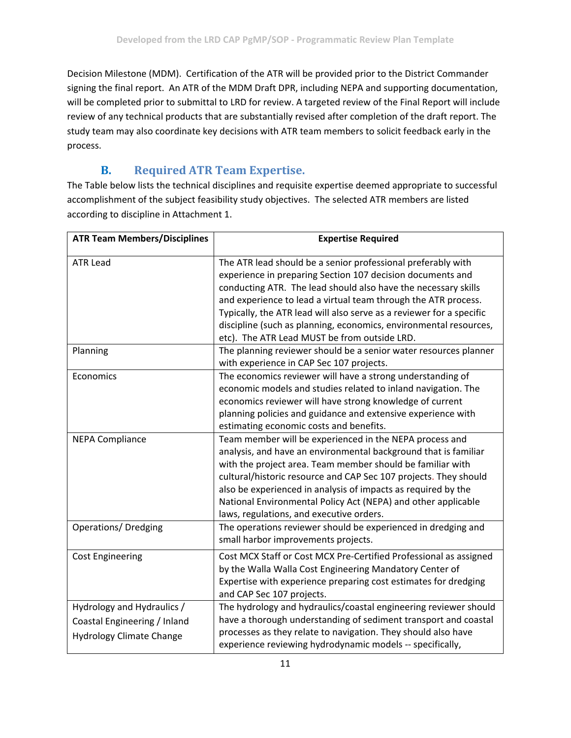Decision Milestone (MDM). Certification of the ATR will be provided prior to the District Commander signing the final report. An ATR of the MDM Draft DPR, including NEPA and supporting documentation, will be completed prior to submittal to LRD for review. A targeted review of the Final Report will include review of any technical products that are substantially revised after completion of the draft report. The study team may also coordinate key decisions with ATR team members to solicit feedback early in the process.

## B. Required ATR Team Expertise.

The Table below lists the technical disciplines and requisite expertise deemed appropriate to successful accomplishment of the subject feasibility study objectives. The selected ATR members are listed according to discipline in Attachment 1.

| ATR Team Members/Disciplines | Expertise Required |
|---|---|
| ATR Lead | The ATR lead should be a senior professional preferably with experience in preparing Section 107 decision documents and conducting ATR. The lead should also have the necessary skills and experience to lead a virtual team through the ATR process. Typically, the ATR lead will also serve as a reviewer for a specific discipline (such as planning, economics, environmental resources, etc). The ATR Lead MUST be from outside LRD. |
| Planning | The planning reviewer should be a senior water resources planner with experience in CAP Sec 107 projects. |
| Economics | The economics reviewer will have a strong understanding of economic models and studies related to inland navigation. The economics reviewer will have strong knowledge of current planning policies and guidance and extensive experience with estimating economic costs and benefits. |
| NEPA Compliance | Team member will be experienced in the NEPA process and analysis, and have an environmental background that is familiar with the project area. Team member should be familiar with cultural/historic resource and CAP Sec 107 projects. They should also be experienced in analysis of impacts as required by the National Environmental Policy Act (NEPA) and other applicable laws, regulations, and executive orders. |
| Operations/ Dredging | The operations reviewer should be experienced in dredging and small harbor improvements projects. |
| Cost Engineering | Cost MCX Staff or Cost MCX Pre-Certified Professional as assigned by the Walla Walla Cost Engineering Mandatory Center of Expertise with experience preparing cost estimates for dredging and CAP Sec 107 projects. |
| Hydrology and Hydraulics / Coastal Engineering / Inland Hydrology Climate Change | The hydrology and hydraulics/coastal engineering reviewer should have a thorough understanding of sediment transport and coastal processes as they relate to navigation. They should also have experience reviewing hydrodynamic models -- specifically, |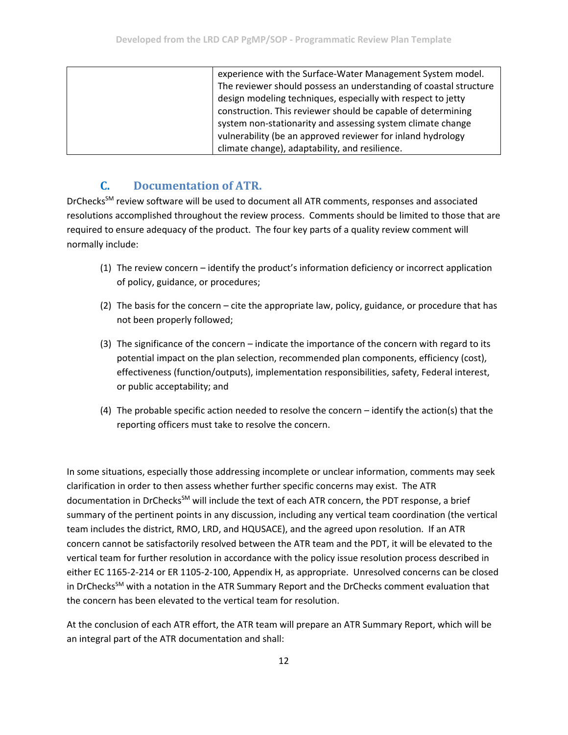|  | experience with the Surface-Water Management System model. The reviewer should possess an understanding of coastal structure design modeling techniques, especially with respect to jetty construction. This reviewer should be capable of determining system non-stationarity and assessing system climate change vulnerability (be an approved reviewer for inland hydrology climate change), adaptability, and resilience. |
|---|---|

### C. Documentation of ATR.

DrChecks[SM] review software will be used to document all ATR comments, responses and associated resolutions accomplished throughout the review process. Comments should be limited to those that are required to ensure adequacy of the product. The four key parts of a quality review comment will normally include:

(1) The review concern – identify the product's information deficiency or incorrect application of policy, guidance, or procedures;

(2) The basis for the concern – cite the appropriate law, policy, guidance, or procedure that has not been properly followed;

(3) The significance of the concern – indicate the importance of the concern with regard to its potential impact on the plan selection, recommended plan components, efficiency (cost), effectiveness (function/outputs), implementation responsibilities, safety, Federal interest, or public acceptability; and

(4) The probable specific action needed to resolve the concern – identify the action(s) that the reporting officers must take to resolve the concern.

In some situations, especially those addressing incomplete or unclear information, comments may seek clarification in order to then assess whether further specific concerns may exist. The ATR documentation in DrChecks[SM] will include the text of each ATR concern, the PDT response, a brief summary of the pertinent points in any discussion, including any vertical team coordination (the vertical team includes the district, RMO, LRD, and HQUSACE), and the agreed upon resolution. If an ATR concern cannot be satisfactorily resolved between the ATR team and the PDT, it will be elevated to the vertical team for further resolution in accordance with the policy issue resolution process described in either EC 1165-2-214 or ER 1105-2-100, Appendix H, as appropriate. Unresolved concerns can be closed in DrChecks[SM] with a notation in the ATR Summary Report and the DrChecks comment evaluation that the concern has been elevated to the vertical team for resolution.

At the conclusion of each ATR effort, the ATR team will prepare an ATR Summary Report, which will be an integral part of the ATR documentation and shall: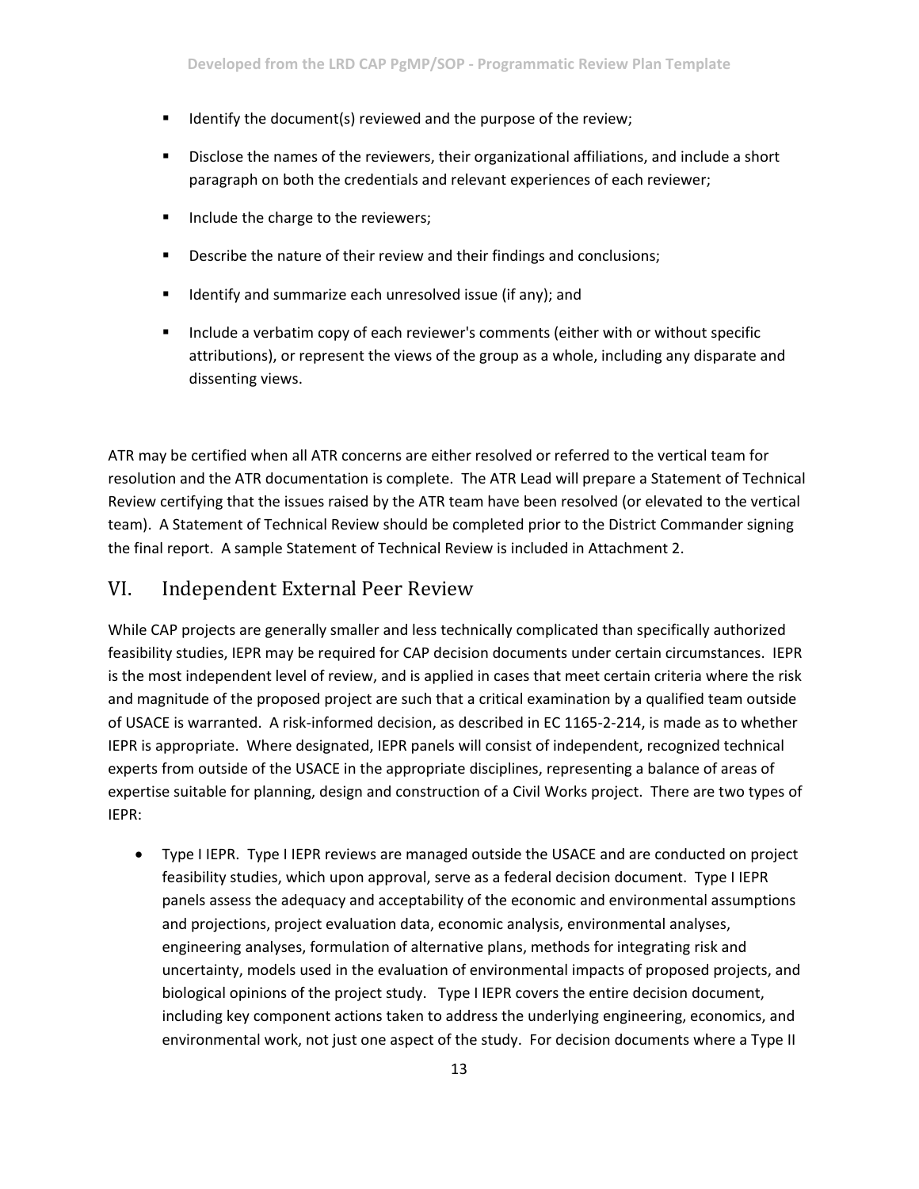- Identify the document(s) reviewed and the purpose of the review;
- Disclose the names of the reviewers, their organizational affiliations, and include a short paragraph on both the credentials and relevant experiences of each reviewer;
- Include the charge to the reviewers;
- Describe the nature of their review and their findings and conclusions;
- Identify and summarize each unresolved issue (if any); and
- Include a verbatim copy of each reviewer's comments (either with or without specific attributions), or represent the views of the group as a whole, including any disparate and dissenting views.

ATR may be certified when all ATR concerns are either resolved or referred to the vertical team for resolution and the ATR documentation is complete. The ATR Lead will prepare a Statement of Technical Review certifying that the issues raised by the ATR team have been resolved (or elevated to the vertical team). A Statement of Technical Review should be completed prior to the District Commander signing the final report. A sample Statement of Technical Review is included in Attachment 2.

## VI. Independent External Peer Review

While CAP projects are generally smaller and less technically complicated than specifically authorized feasibility studies, IEPR may be required for CAP decision documents under certain circumstances. IEPR is the most independent level of review, and is applied in cases that meet certain criteria where the risk and magnitude of the proposed project are such that a critical examination by a qualified team outside of USACE is warranted. A risk-informed decision, as described in EC 1165-2-214, is made as to whether IEPR is appropriate. Where designated, IEPR panels will consist of independent, recognized technical experts from outside of the USACE in the appropriate disciplines, representing a balance of areas of expertise suitable for planning, design and construction of a Civil Works project. There are two types of IEPR:

- Type I IEPR. Type I IEPR reviews are managed outside the USACE and are conducted on project feasibility studies, which upon approval, serve as a federal decision document. Type I IEPR panels assess the adequacy and acceptability of the economic and environmental assumptions and projections, project evaluation data, economic analysis, environmental analyses, engineering analyses, formulation of alternative plans, methods for integrating risk and uncertainty, models used in the evaluation of environmental impacts of proposed projects, and biological opinions of the project study. Type I IEPR covers the entire decision document, including key component actions taken to address the underlying engineering, economics, and environmental work, not just one aspect of the study. For decision documents where a Type II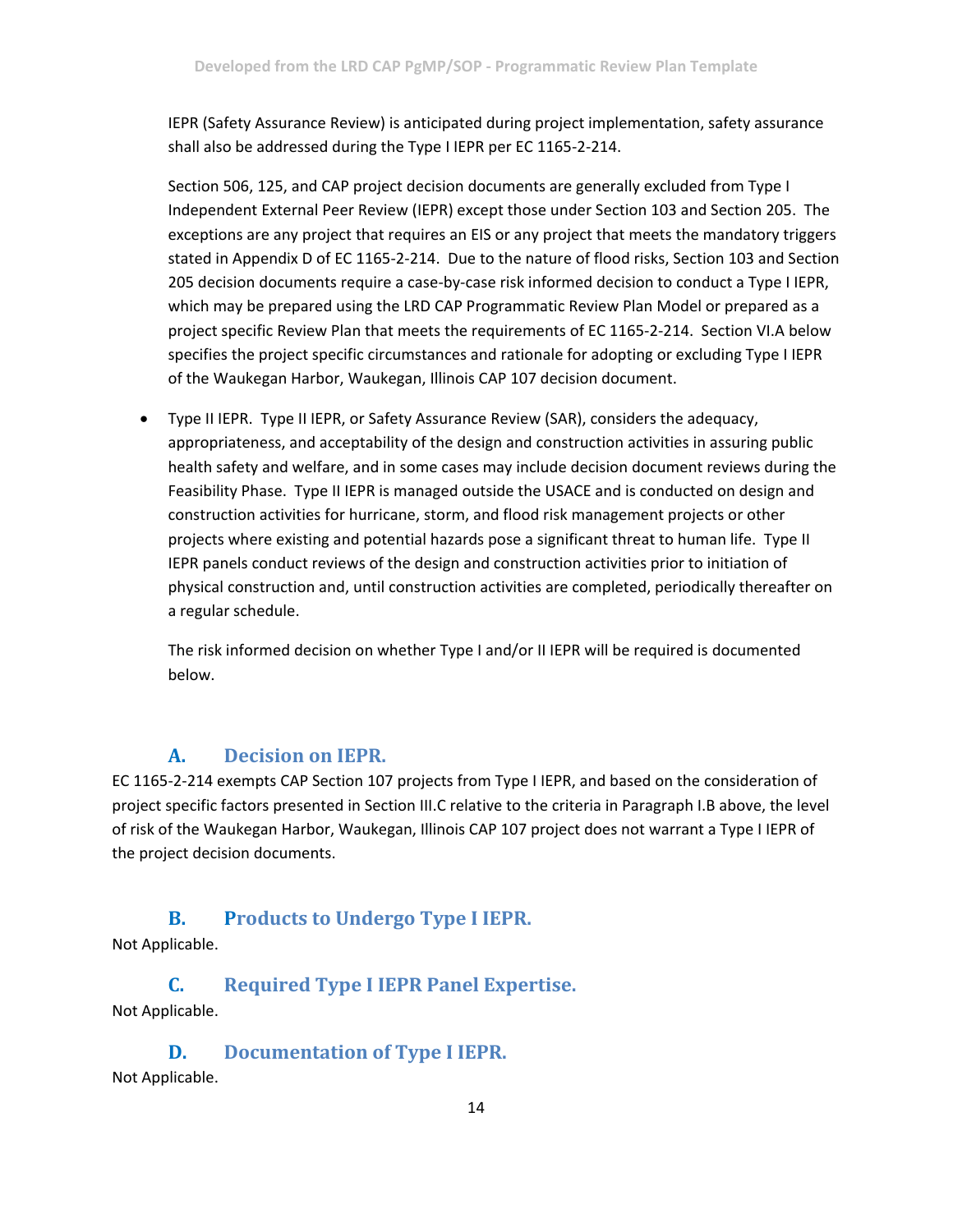IEPR (Safety Assurance Review) is anticipated during project implementation, safety assurance shall also be addressed during the Type I IEPR per EC 1165-2-214.

Section 506, 125, and CAP project decision documents are generally excluded from Type I Independent External Peer Review (IEPR) except those under Section 103 and Section 205. The exceptions are any project that requires an EIS or any project that meets the mandatory triggers stated in Appendix D of EC 1165-2-214. Due to the nature of flood risks, Section 103 and Section 205 decision documents require a case-by-case risk informed decision to conduct a Type I IEPR, which may be prepared using the LRD CAP Programmatic Review Plan Model or prepared as a project specific Review Plan that meets the requirements of EC 1165-2-214. Section VI.A below specifies the project specific circumstances and rationale for adopting or excluding Type I IEPR of the Waukegan Harbor, Waukegan, Illinois CAP 107 decision document.

- Type II IEPR. Type II IEPR, or Safety Assurance Review (SAR), considers the adequacy, appropriateness, and acceptability of the design and construction activities in assuring public health safety and welfare, and in some cases may include decision document reviews during the Feasibility Phase. Type II IEPR is managed outside the USACE and is conducted on design and construction activities for hurricane, storm, and flood risk management projects or other projects where existing and potential hazards pose a significant threat to human life. Type II IEPR panels conduct reviews of the design and construction activities prior to initiation of physical construction and, until construction activities are completed, periodically thereafter on a regular schedule.

  The risk informed decision on whether Type I and/or II IEPR will be required is documented below.

### A. Decision on IEPR.

EC 1165-2-214 exempts CAP Section 107 projects from Type I IEPR, and based on the consideration of project specific factors presented in Section III.C relative to the criteria in Paragraph I.B above, the level of risk of the Waukegan Harbor, Waukegan, Illinois CAP 107 project does not warrant a Type I IEPR of the project decision documents.

### B. Products to Undergo Type I IEPR.

Not Applicable.

### C. Required Type I IEPR Panel Expertise.

Not Applicable.

### D. Documentation of Type I IEPR.

Not Applicable.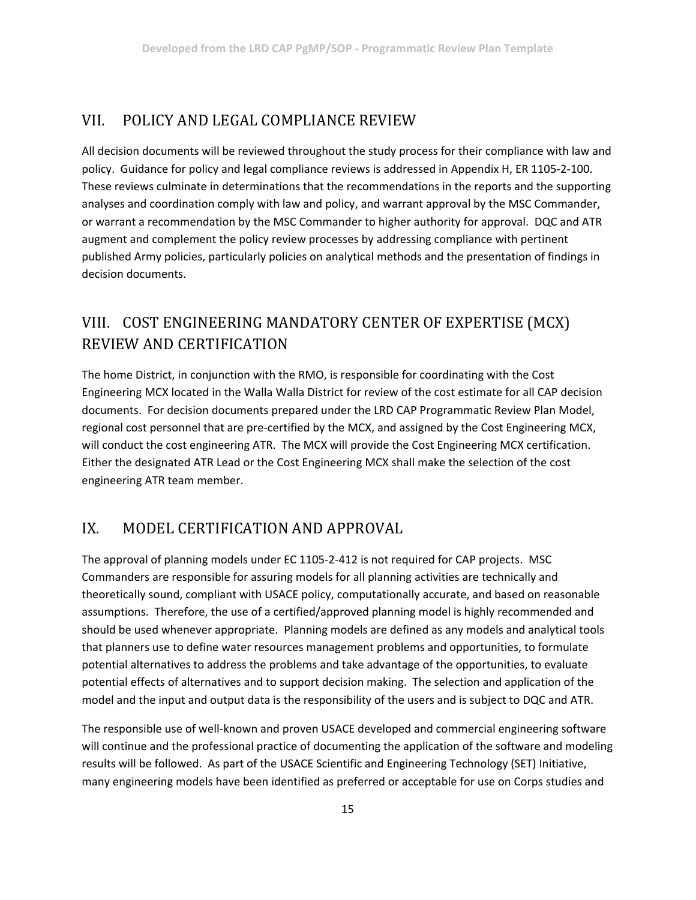## VII. POLICY AND LEGAL COMPLIANCE REVIEW

All decision documents will be reviewed throughout the study process for their compliance with law and policy. Guidance for policy and legal compliance reviews is addressed in Appendix H, ER 1105-2-100. These reviews culminate in determinations that the recommendations in the reports and the supporting analyses and coordination comply with law and policy, and warrant approval by the MSC Commander, or warrant a recommendation by the MSC Commander to higher authority for approval. DQC and ATR augment and complement the policy review processes by addressing compliance with pertinent published Army policies, particularly policies on analytical methods and the presentation of findings in decision documents.

## VIII. COST ENGINEERING MANDATORY CENTER OF EXPERTISE (MCX) REVIEW AND CERTIFICATION

The home District, in conjunction with the RMO, is responsible for coordinating with the Cost Engineering MCX located in the Walla Walla District for review of the cost estimate for all CAP decision documents. For decision documents prepared under the LRD CAP Programmatic Review Plan Model, regional cost personnel that are pre-certified by the MCX, and assigned by the Cost Engineering MCX, will conduct the cost engineering ATR. The MCX will provide the Cost Engineering MCX certification. Either the designated ATR Lead or the Cost Engineering MCX shall make the selection of the cost engineering ATR team member.

## IX. MODEL CERTIFICATION AND APPROVAL

The approval of planning models under EC 1105-2-412 is not required for CAP projects. MSC Commanders are responsible for assuring models for all planning activities are technically and theoretically sound, compliant with USACE policy, computationally accurate, and based on reasonable assumptions. Therefore, the use of a certified/approved planning model is highly recommended and should be used whenever appropriate. Planning models are defined as any models and analytical tools that planners use to define water resources management problems and opportunities, to formulate potential alternatives to address the problems and take advantage of the opportunities, to evaluate potential effects of alternatives and to support decision making. The selection and application of the model and the input and output data is the responsibility of the users and is subject to DQC and ATR.

The responsible use of well-known and proven USACE developed and commercial engineering software will continue and the professional practice of documenting the application of the software and modeling results will be followed. As part of the USACE Scientific and Engineering Technology (SET) Initiative, many engineering models have been identified as preferred or acceptable for use on Corps studies and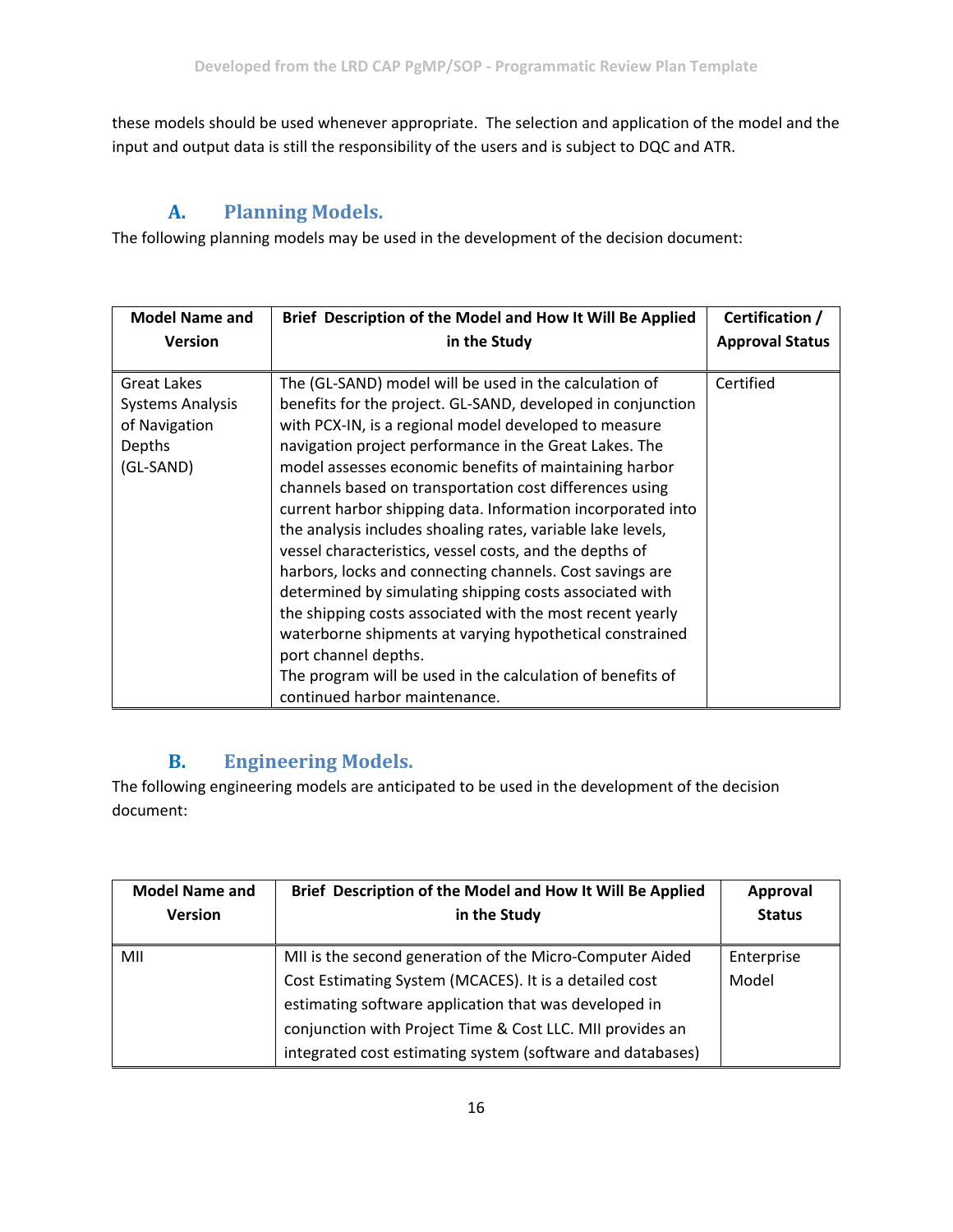these models should be used whenever appropriate. The selection and application of the model and the input and output data is still the responsibility of the users and is subject to DQC and ATR.

## A. Planning Models.

The following planning models may be used in the development of the decision document:

| Model Name and Version | Brief Description of the Model and How It Will Be Applied in the Study | Certification / Approval Status |
|---|---|---|
| Great Lakes Systems Analysis of Navigation Depths (GL-SAND) | The (GL-SAND) model will be used in the calculation of benefits for the project. GL-SAND, developed in conjunction with PCX-IN, is a regional model developed to measure navigation project performance in the Great Lakes. The model assesses economic benefits of maintaining harbor channels based on transportation cost differences using current harbor shipping data. Information incorporated into the analysis includes shoaling rates, variable lake levels, vessel characteristics, vessel costs, and the depths of harbors, locks and connecting channels. Cost savings are determined by simulating shipping costs associated with the shipping costs associated with the most recent yearly waterborne shipments at varying hypothetical constrained port channel depths.<br>The program will be used in the calculation of benefits of continued harbor maintenance. | Certified |

## B. Engineering Models.

The following engineering models are anticipated to be used in the development of the decision document:

| Model Name and Version | Brief Description of the Model and How It Will Be Applied in the Study | Approval Status |
|---|---|---|
| MII | MII is the second generation of the Micro-Computer Aided Cost Estimating System (MCACES). It is a detailed cost estimating software application that was developed in conjunction with Project Time & Cost LLC. MII provides an integrated cost estimating system (software and databases) | Enterprise Model |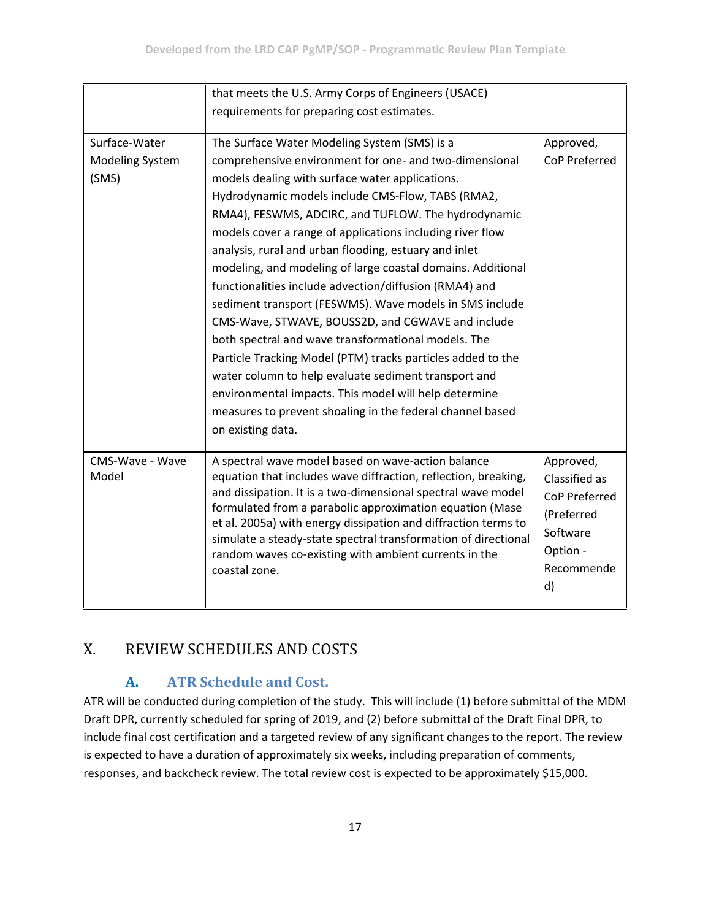| | | |
|---|---|---|
| | that meets the U.S. Army Corps of Engineers (USACE) requirements for preparing cost estimates. | |
| Surface-Water Modeling System (SMS) | The Surface Water Modeling System (SMS) is a comprehensive environment for one- and two-dimensional models dealing with surface water applications. Hydrodynamic models include CMS-Flow, TABS (RMA2, RMA4), FESWMS, ADCIRC, and TUFLOW. The hydrodynamic models cover a range of applications including river flow analysis, rural and urban flooding, estuary and inlet modeling, and modeling of large coastal domains. Additional functionalities include advection/diffusion (RMA4) and sediment transport (FESWMS). Wave models in SMS include CMS-Wave, STWAVE, BOUSS2D, and CGWAVE and include both spectral and wave transformational models. The Particle Tracking Model (PTM) tracks particles added to the water column to help evaluate sediment transport and environmental impacts. This model will help determine measures to prevent shoaling in the federal channel based on existing data. | Approved, CoP Preferred |
| CMS-Wave - Wave Model | A spectral wave model based on wave-action balance equation that includes wave diffraction, reflection, breaking, and dissipation. It is a two-dimensional spectral wave model formulated from a parabolic approximation equation (Mase et al. 2005a) with energy dissipation and diffraction terms to simulate a steady-state spectral transformation of directional random waves co-existing with ambient currents in the coastal zone. | Approved, Classified as CoP Preferred (Preferred Software Option - Recommended) |

# X. REVIEW SCHEDULES AND COSTS

## A. ATR Schedule and Cost.

ATR will be conducted during completion of the study. This will include (1) before submittal of the MDM Draft DPR, currently scheduled for spring of 2019, and (2) before submittal of the Draft Final DPR, to include final cost certification and a targeted review of any significant changes to the report. The review is expected to have a duration of approximately six weeks, including preparation of comments, responses, and backcheck review. The total review cost is expected to be approximately $15,000.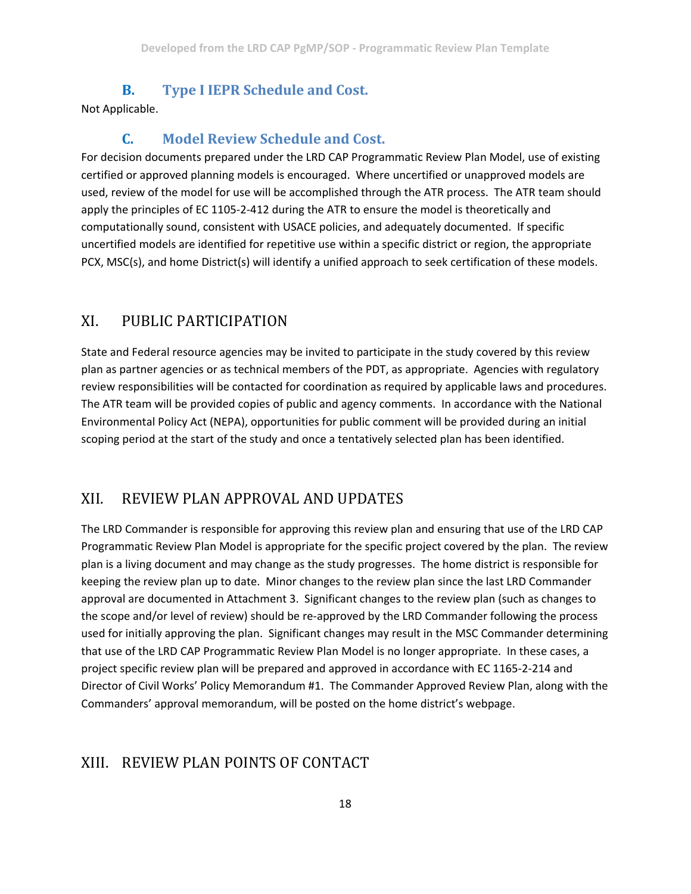### B. Type I IEPR Schedule and Cost.

Not Applicable.

### C. Model Review Schedule and Cost.

For decision documents prepared under the LRD CAP Programmatic Review Plan Model, use of existing certified or approved planning models is encouraged. Where uncertified or unapproved models are used, review of the model for use will be accomplished through the ATR process. The ATR team should apply the principles of EC 1105-2-412 during the ATR to ensure the model is theoretically and computationally sound, consistent with USACE policies, and adequately documented. If specific uncertified models are identified for repetitive use within a specific district or region, the appropriate PCX, MSC(s), and home District(s) will identify a unified approach to seek certification of these models.

## XI. PUBLIC PARTICIPATION

State and Federal resource agencies may be invited to participate in the study covered by this review plan as partner agencies or as technical members of the PDT, as appropriate. Agencies with regulatory review responsibilities will be contacted for coordination as required by applicable laws and procedures. The ATR team will be provided copies of public and agency comments. In accordance with the National Environmental Policy Act (NEPA), opportunities for public comment will be provided during an initial scoping period at the start of the study and once a tentatively selected plan has been identified.

## XII. REVIEW PLAN APPROVAL AND UPDATES

The LRD Commander is responsible for approving this review plan and ensuring that use of the LRD CAP Programmatic Review Plan Model is appropriate for the specific project covered by the plan. The review plan is a living document and may change as the study progresses. The home district is responsible for keeping the review plan up to date. Minor changes to the review plan since the last LRD Commander approval are documented in Attachment 3. Significant changes to the review plan (such as changes to the scope and/or level of review) should be re-approved by the LRD Commander following the process used for initially approving the plan. Significant changes may result in the MSC Commander determining that use of the LRD CAP Programmatic Review Plan Model is no longer appropriate. In these cases, a project specific review plan will be prepared and approved in accordance with EC 1165-2-214 and Director of Civil Works' Policy Memorandum #1. The Commander Approved Review Plan, along with the Commanders' approval memorandum, will be posted on the home district's webpage.

## XIII. REVIEW PLAN POINTS OF CONTACT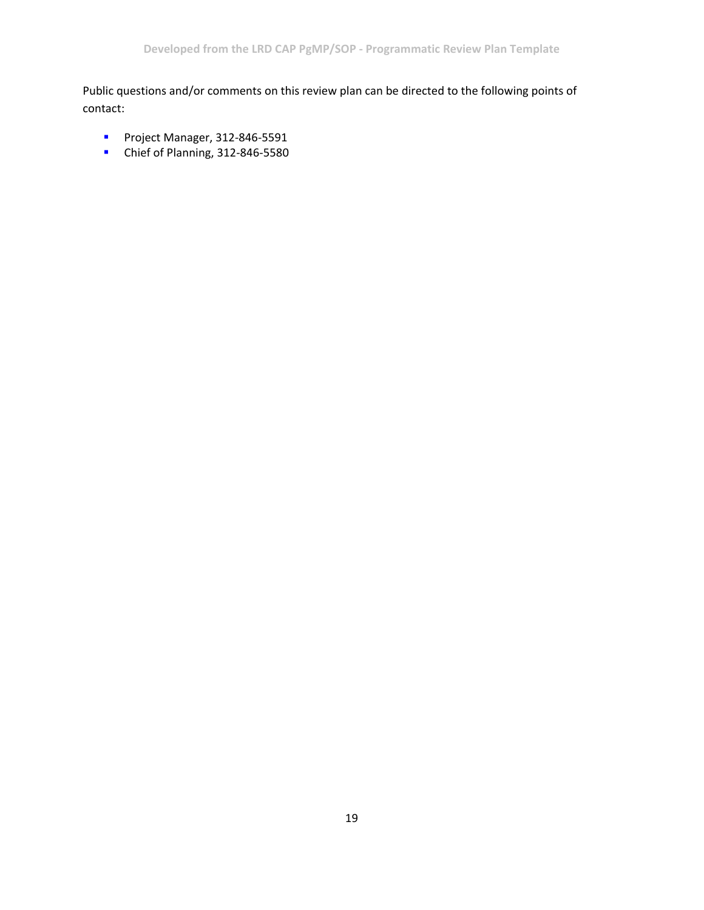Public questions and/or comments on this review plan can be directed to the following points of contact:

- Project Manager, 312-846-5591
- Chief of Planning, 312-846-5580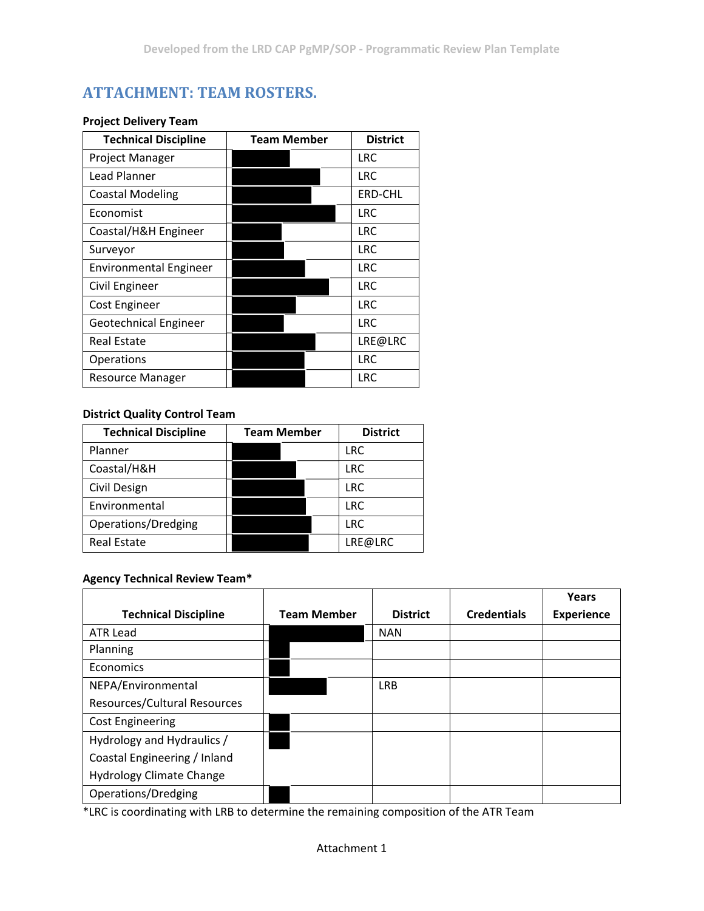## ATTACHMENT: TEAM ROSTERS.

**Project Delivery Team**

| Technical Discipline | Team Member | District |
|---|---|---|
| Project Manager | | LRC |
| Lead Planner | | LRC |
| Coastal Modeling | | ERD-CHL |
| Economist | | LRC |
| Coastal/H&H Engineer | | LRC |
| Surveyor | | LRC |
| Environmental Engineer | | LRC |
| Civil Engineer | | LRC |
| Cost Engineer | | LRC |
| Geotechnical Engineer | | LRC |
| Real Estate | | LRE@LRC |
| Operations | | LRC |
| Resource Manager | | LRC |

**District Quality Control Team**

| Technical Discipline | Team Member | District |
|---|---|---|
| Planner | | LRC |
| Coastal/H&H | | LRC |
| Civil Design | | LRC |
| Environmental | | LRC |
| Operations/Dredging | | LRC |
| Real Estate | | LRE@LRC |

**Agency Technical Review Team***

| Technical Discipline | Team Member | District | Credentials | Years Experience |
|---|---|---|---|---|
| ATR Lead | | NAN | | |
| Planning | | | | |
| Economics | | | | |
| NEPA/Environmental Resources/Cultural Resources | | LRB | | |
| Cost Engineering | | | | |
| Hydrology and Hydraulics / Coastal Engineering / Inland Hydrology Climate Change | | | | |
| Operations/Dredging | | | | |

*LRC is coordinating with LRB to determine the remaining composition of the ATR Team

Attachment 1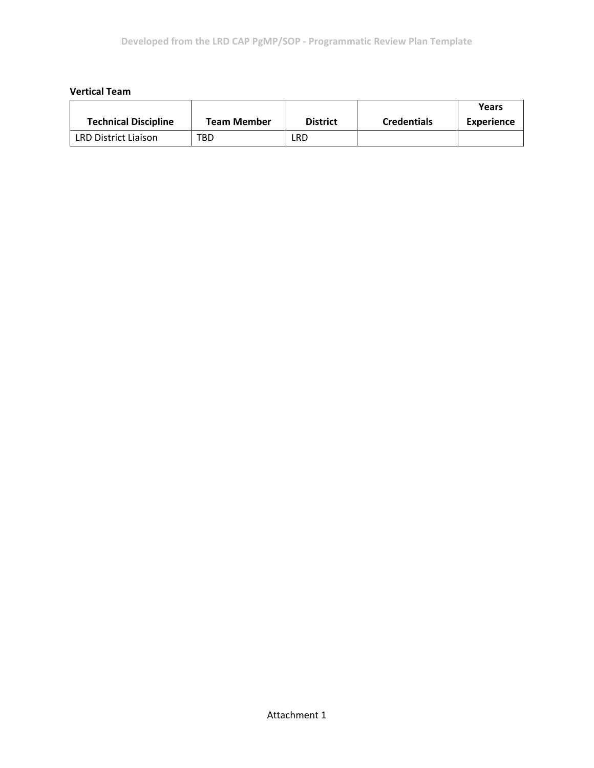**Vertical Team**

| Technical Discipline | Team Member | District | Credentials | Years Experience |
|---|---|---|---|---|
| LRD District Liaison | TBD | LRD | | |

Attachment 1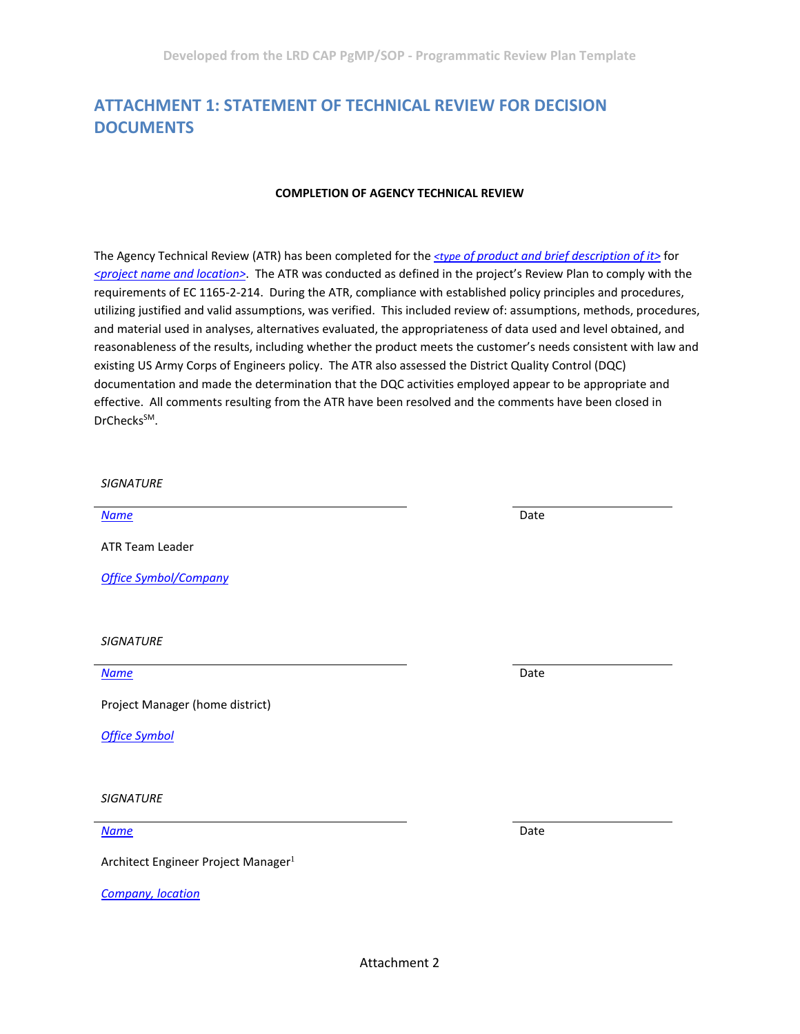# ATTACHMENT 1: STATEMENT OF TECHNICAL REVIEW FOR DECISION DOCUMENTS

**COMPLETION OF AGENCY TECHNICAL REVIEW**

The Agency Technical Review (ATR) has been completed for the *<type of product and brief description of it>* for *<project name and location>*. The ATR was conducted as defined in the project's Review Plan to comply with the requirements of EC 1165-2-214. During the ATR, compliance with established policy principles and procedures, utilizing justified and valid assumptions, was verified. This included review of: assumptions, methods, procedures, and material used in analyses, alternatives evaluated, the appropriateness of data used and level obtained, and reasonableness of the results, including whether the product meets the customer's needs consistent with law and existing US Army Corps of Engineers policy. The ATR also assessed the District Quality Control (DQC) documentation and made the determination that the DQC activities employed appear to be appropriate and effective. All comments resulting from the ATR have been resolved and the comments have been closed in DrChecks[SM].

*SIGNATURE*

_______________________________________ _______________

*Name* Date

ATR Team Leader

*Office Symbol/Company*

*SIGNATURE*

_______________________________________ _______________

*Name* Date

Project Manager (home district)

*Office Symbol*

*SIGNATURE*

_______________________________________ _______________

*Name* Date

Architect Engineer Project Manager[1]

*Company, location*

Attachment 2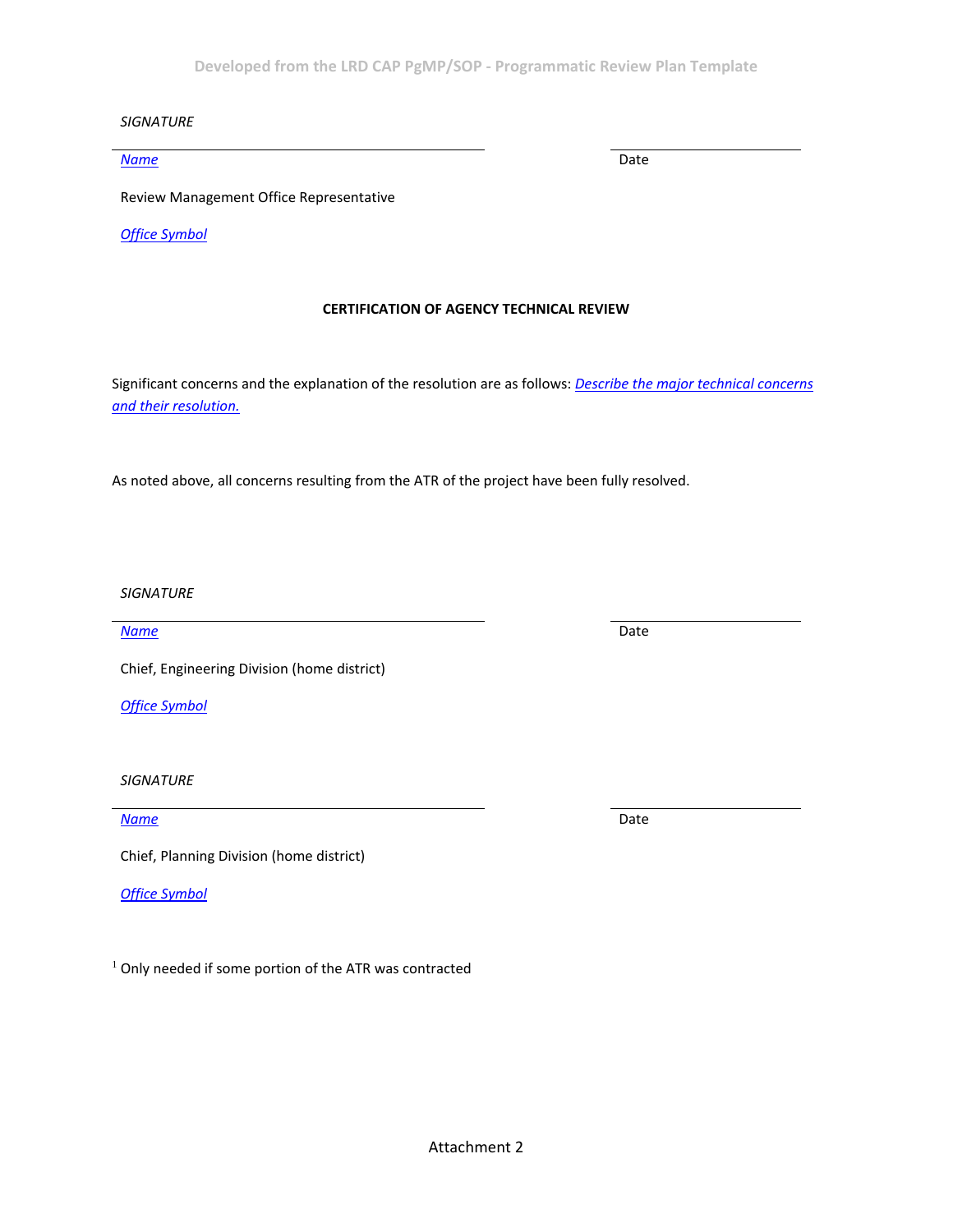*SIGNATURE*

_____________________________________________ _______________________

*Name* Date

Review Management Office Representative

*Office Symbol*

**CERTIFICATION OF AGENCY TECHNICAL REVIEW**

Significant concerns and the explanation of the resolution are as follows: *Describe the major technical concerns and their resolution.*

As noted above, all concerns resulting from the ATR of the project have been fully resolved.

*SIGNATURE*

_____________________________________________ _______________________

*Name* Date

Chief, Engineering Division (home district)

*Office Symbol*

*SIGNATURE*

_____________________________________________ _______________________

*Name* Date

Chief, Planning Division (home district)

*Office Symbol*

[1] Only needed if some portion of the ATR was contracted

Attachment 2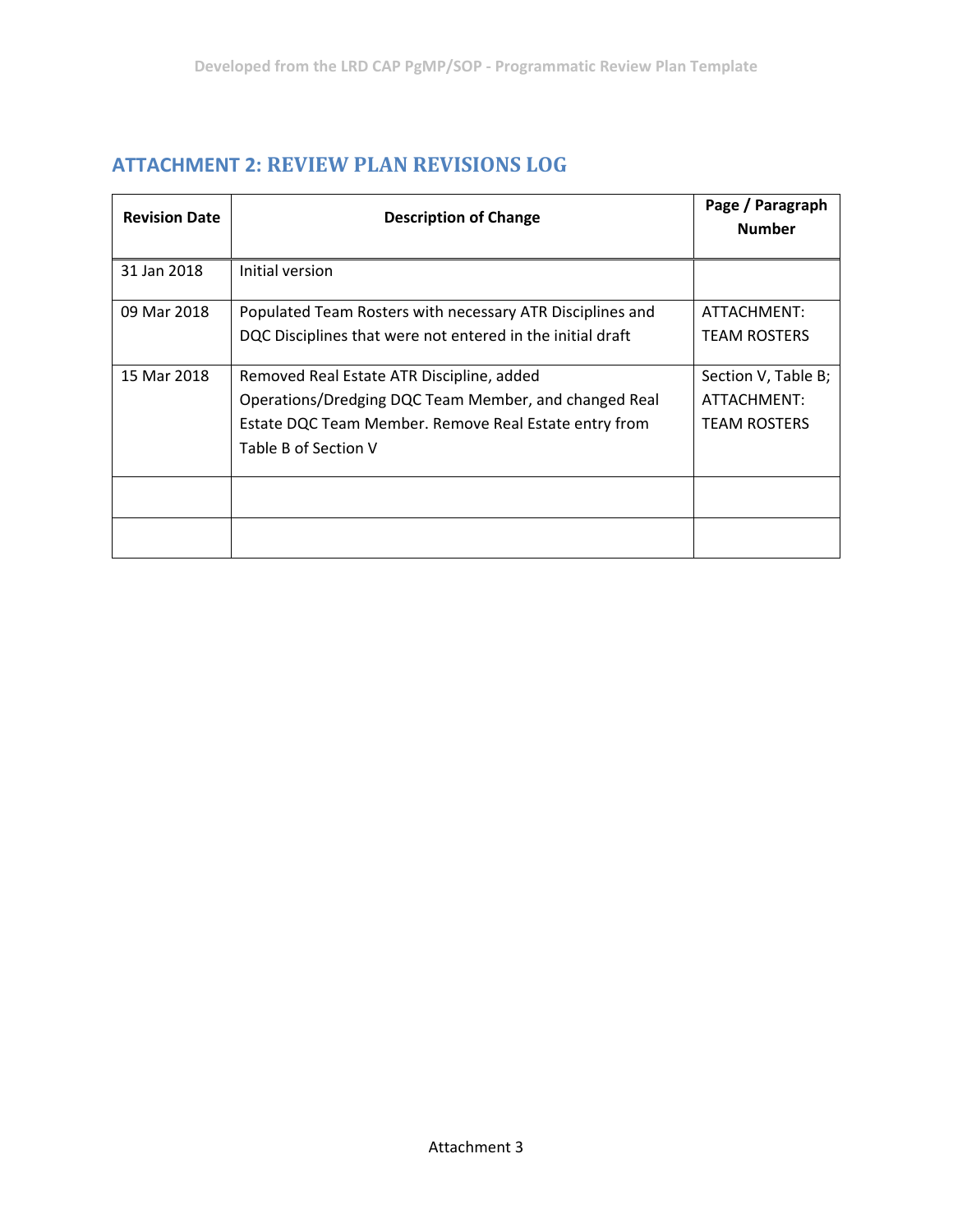## ATTACHMENT 2: REVIEW PLAN REVISIONS LOG

| Revision Date | Description of Change | Page / Paragraph Number |
|---|---|---|
| 31 Jan 2018 | Initial version | |
| 09 Mar 2018 | Populated Team Rosters with necessary ATR Disciplines and DQC Disciplines that were not entered in the initial draft | ATTACHMENT: TEAM ROSTERS |
| 15 Mar 2018 | Removed Real Estate ATR Discipline, added Operations/Dredging DQC Team Member, and changed Real Estate DQC Team Member. Remove Real Estate entry from Table B of Section V | Section V, Table B; ATTACHMENT: TEAM ROSTERS |
| | | |
| | | |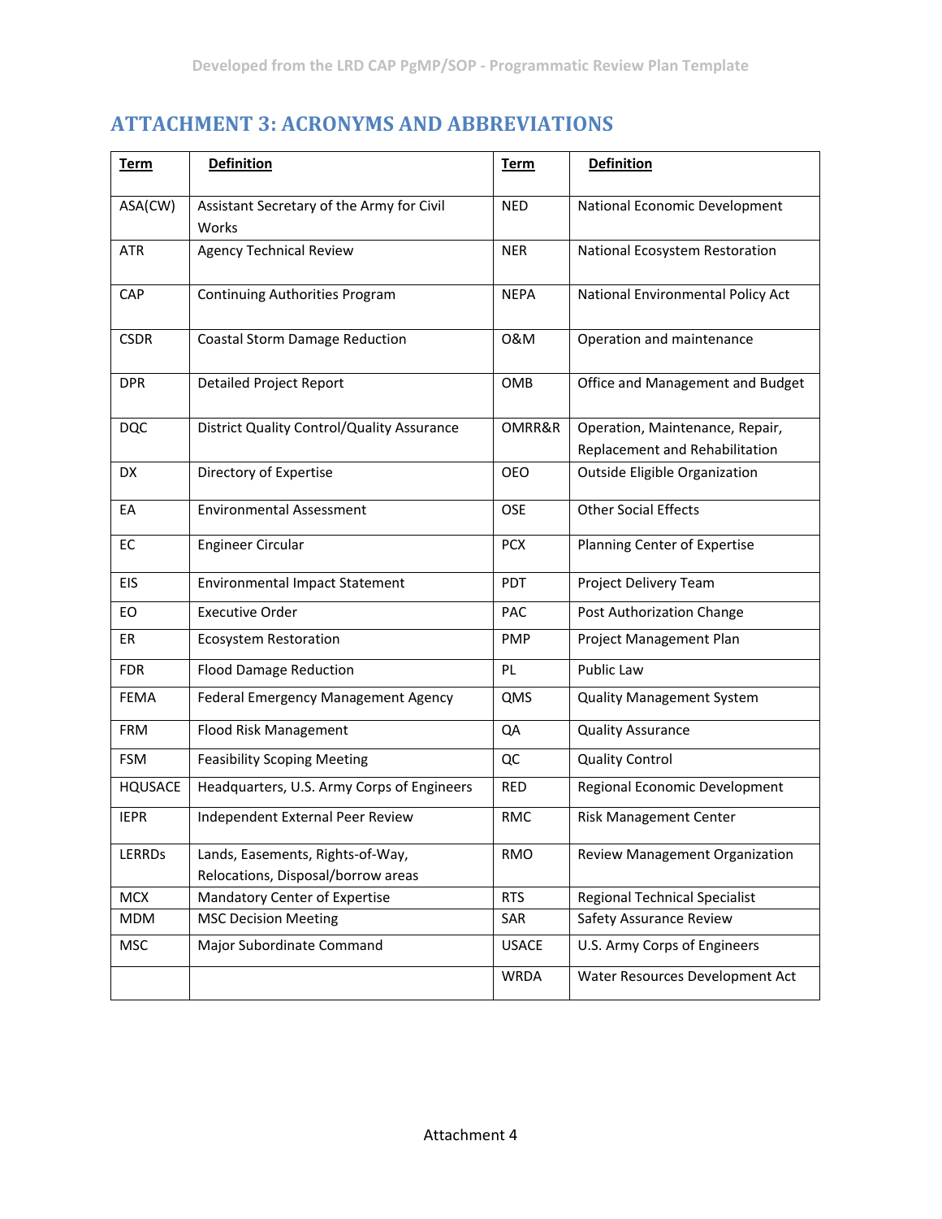## ATTACHMENT 3: ACRONYMS AND ABBREVIATIONS

| Term | Definition | Term | Definition |
|---|---|---|---|
| ASA(CW) | Assistant Secretary of the Army for Civil Works | NED | National Economic Development |
| ATR | Agency Technical Review | NER | National Ecosystem Restoration |
| CAP | Continuing Authorities Program | NEPA | National Environmental Policy Act |
| CSDR | Coastal Storm Damage Reduction | O&M | Operation and maintenance |
| DPR | Detailed Project Report | OMB | Office and Management and Budget |
| DQC | District Quality Control/Quality Assurance | OMRR&R | Operation, Maintenance, Repair, Replacement and Rehabilitation |
| DX | Directory of Expertise | OEO | Outside Eligible Organization |
| EA | Environmental Assessment | OSE | Other Social Effects |
| EC | Engineer Circular | PCX | Planning Center of Expertise |
| EIS | Environmental Impact Statement | PDT | Project Delivery Team |
| EO | Executive Order | PAC | Post Authorization Change |
| ER | Ecosystem Restoration | PMP | Project Management Plan |
| FDR | Flood Damage Reduction | PL | Public Law |
| FEMA | Federal Emergency Management Agency | QMS | Quality Management System |
| FRM | Flood Risk Management | QA | Quality Assurance |
| FSM | Feasibility Scoping Meeting | QC | Quality Control |
| HQUSACE | Headquarters, U.S. Army Corps of Engineers | RED | Regional Economic Development |
| IEPR | Independent External Peer Review | RMC | Risk Management Center |
| LERRDs | Lands, Easements, Rights-of-Way, Relocations, Disposal/borrow areas | RMO | Review Management Organization |
| MCX | Mandatory Center of Expertise | RTS | Regional Technical Specialist |
| MDM | MSC Decision Meeting | SAR | Safety Assurance Review |
| MSC | Major Subordinate Command | USACE | U.S. Army Corps of Engineers |
| | | WRDA | Water Resources Development Act |